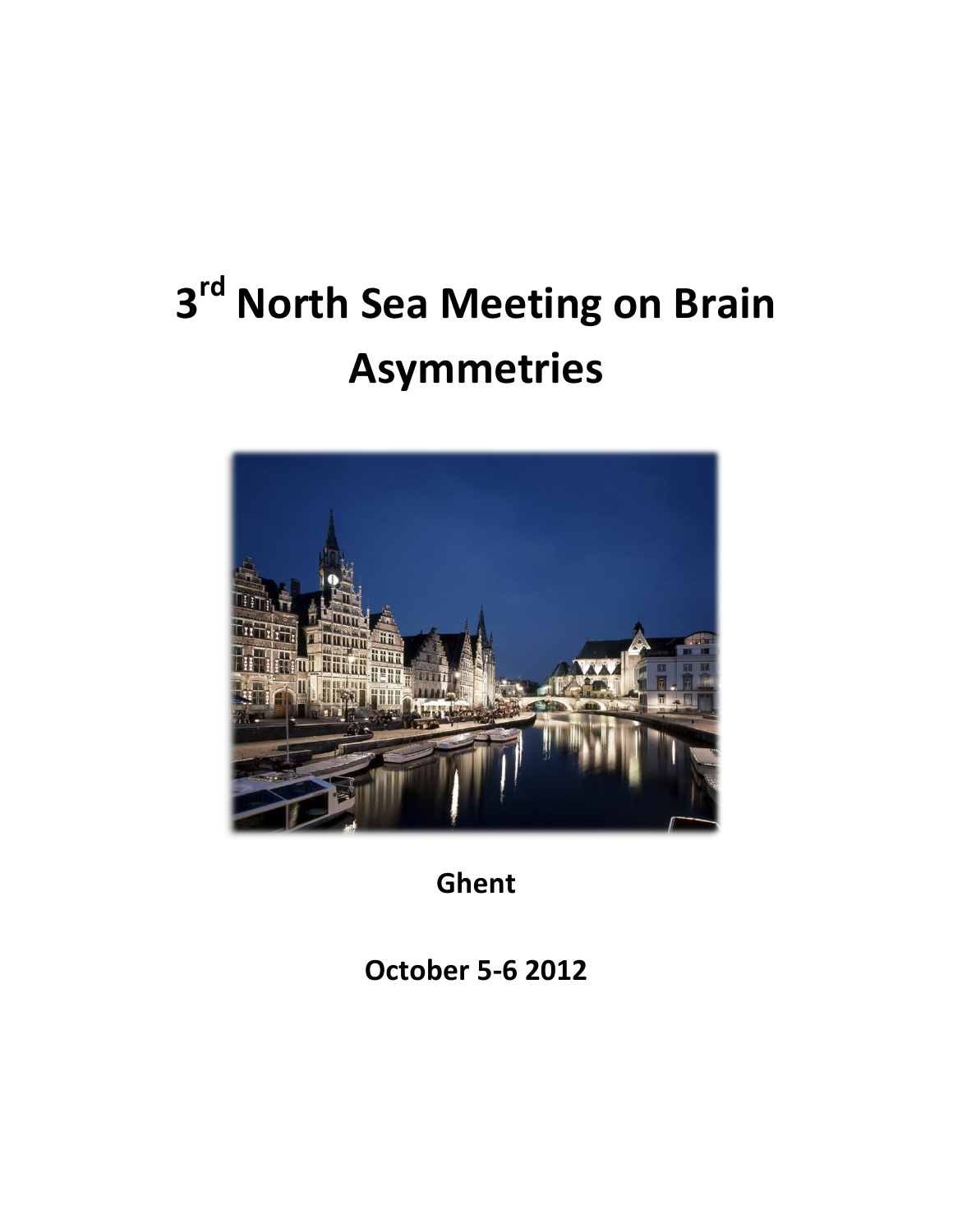# 3rd North Sea Meeting on Brain Asymmetries

**Ghent**

**October 5-6 2012**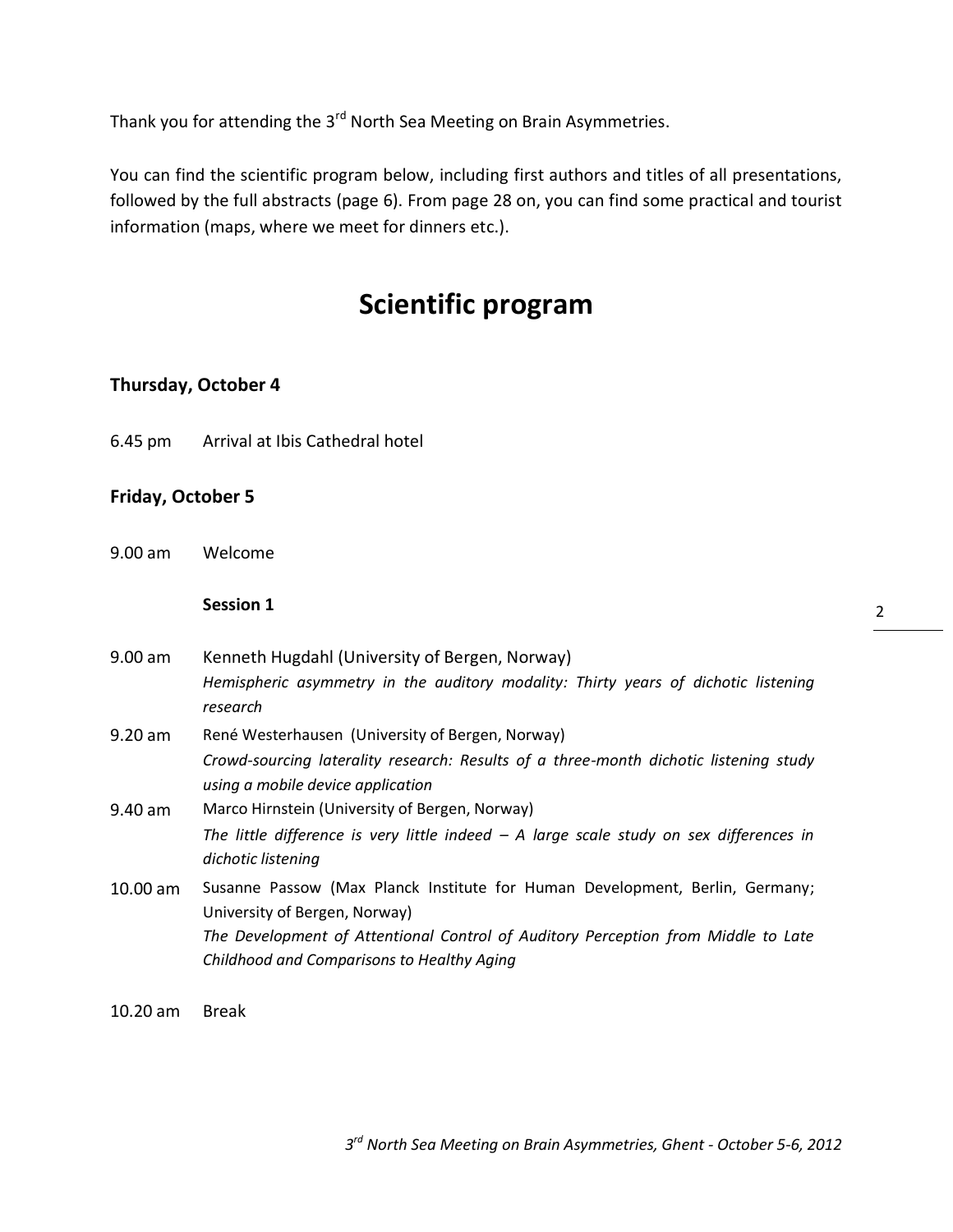Thank you for attending the 3rd North Sea Meeting on Brain Asymmetries.

You can find the scientific program below, including first authors and titles of all presentations, followed by the full abstracts (page 6). From page 28 on, you can find some practical and tourist information (maps, where we meet for dinners etc.).

# Scientific program

## Thursday, October 4

6.45 pm Arrival at Ibis Cathedral hotel

## Friday, October 5

9.00 am Welcome

**Session 1**

9.00 am Kenneth Hugdahl (University of Bergen, Norway)
*Hemispheric asymmetry in the auditory modality: Thirty years of dichotic listening research*

9.20 am René Westerhausen (University of Bergen, Norway)
*Crowd-sourcing laterality research: Results of a three-month dichotic listening study using a mobile device application*

9.40 am Marco Hirnstein (University of Bergen, Norway)
*The little difference is very little indeed – A large scale study on sex differences in dichotic listening*

10.00 am Susanne Passow (Max Planck Institute for Human Development, Berlin, Germany; University of Bergen, Norway)
*The Development of Attentional Control of Auditory Perception from Middle to Late Childhood and Comparisons to Healthy Aging*

10.20 am Break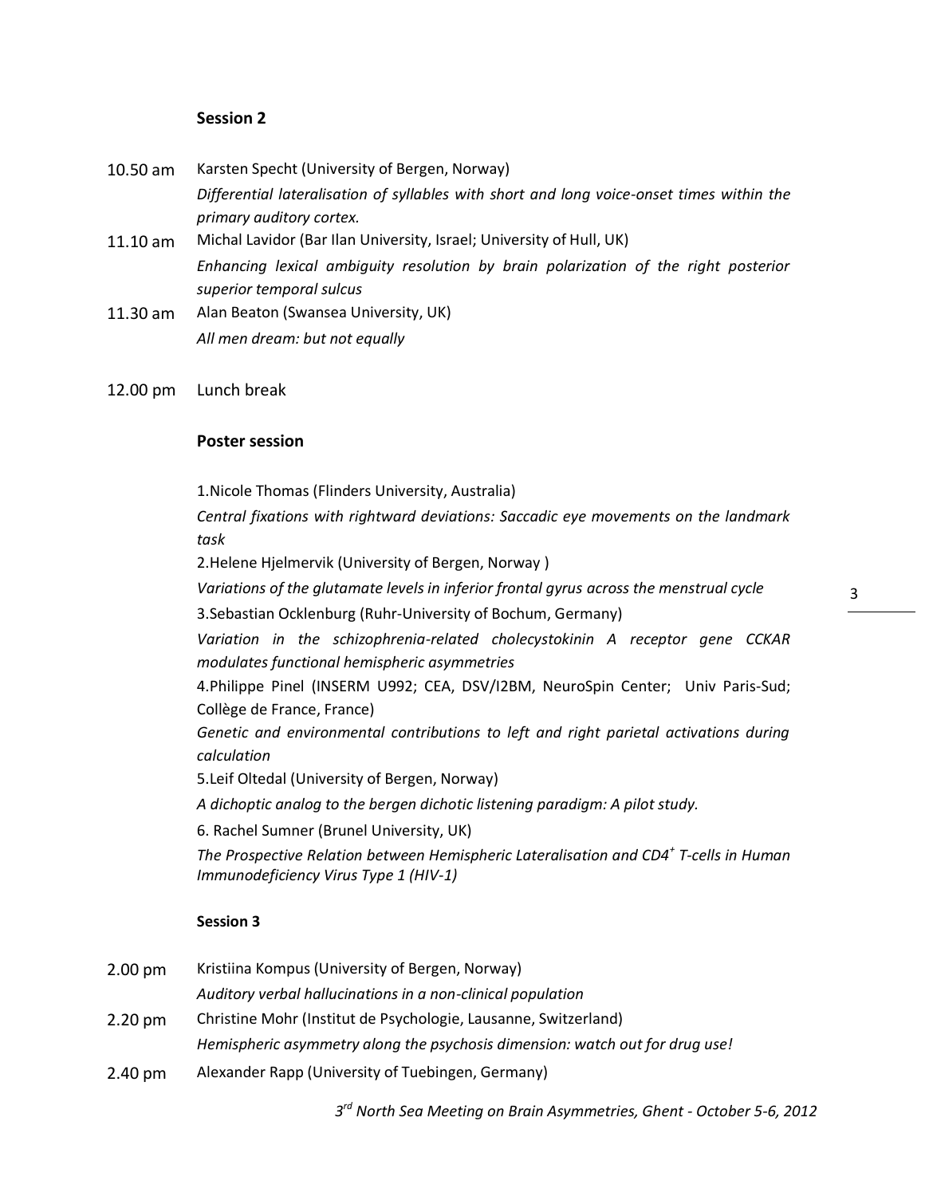### Session 2

10.50 am Karsten Specht (University of Bergen, Norway)
*Differential lateralisation of syllables with short and long voice-onset times within the primary auditory cortex.*

11.10 am Michal Lavidor (Bar Ilan University, Israel; University of Hull, UK)
*Enhancing lexical ambiguity resolution by brain polarization of the right posterior superior temporal sulcus*

11.30 am Alan Beaton (Swansea University, UK)
*All men dream: but not equally*

12.00 pm Lunch break

### Poster session

1.Nicole Thomas (Flinders University, Australia)
*Central fixations with rightward deviations: Saccadic eye movements on the landmark task*

2.Helene Hjelmervik (University of Bergen, Norway )
*Variations of the glutamate levels in inferior frontal gyrus across the menstrual cycle*

3.Sebastian Ocklenburg (Ruhr-University of Bochum, Germany)
*Variation in the schizophrenia-related cholecystokinin A receptor gene CCKAR modulates functional hemispheric asymmetries*

4.Philippe Pinel (INSERM U992; CEA, DSV/I2BM, NeuroSpin Center; Univ Paris-Sud; Collège de France, France)
*Genetic and environmental contributions to left and right parietal activations during calculation*

5.Leif Oltedal (University of Bergen, Norway)
*A dichoptic analog to the bergen dichotic listening paradigm: A pilot study.*

6. Rachel Sumner (Brunel University, UK)
*The Prospective Relation between Hemispheric Lateralisation and $CD4^+$ T-cells in Human Immunodeficiency Virus Type 1 (HIV-1)*

### Session 3

2.00 pm Kristiina Kompus (University of Bergen, Norway)
*Auditory verbal hallucinations in a non-clinical population*

2.20 pm Christine Mohr (Institut de Psychologie, Lausanne, Switzerland)
*Hemispheric asymmetry along the psychosis dimension: watch out for drug use!*

2.40 pm Alexander Rapp (University of Tuebingen, Germany)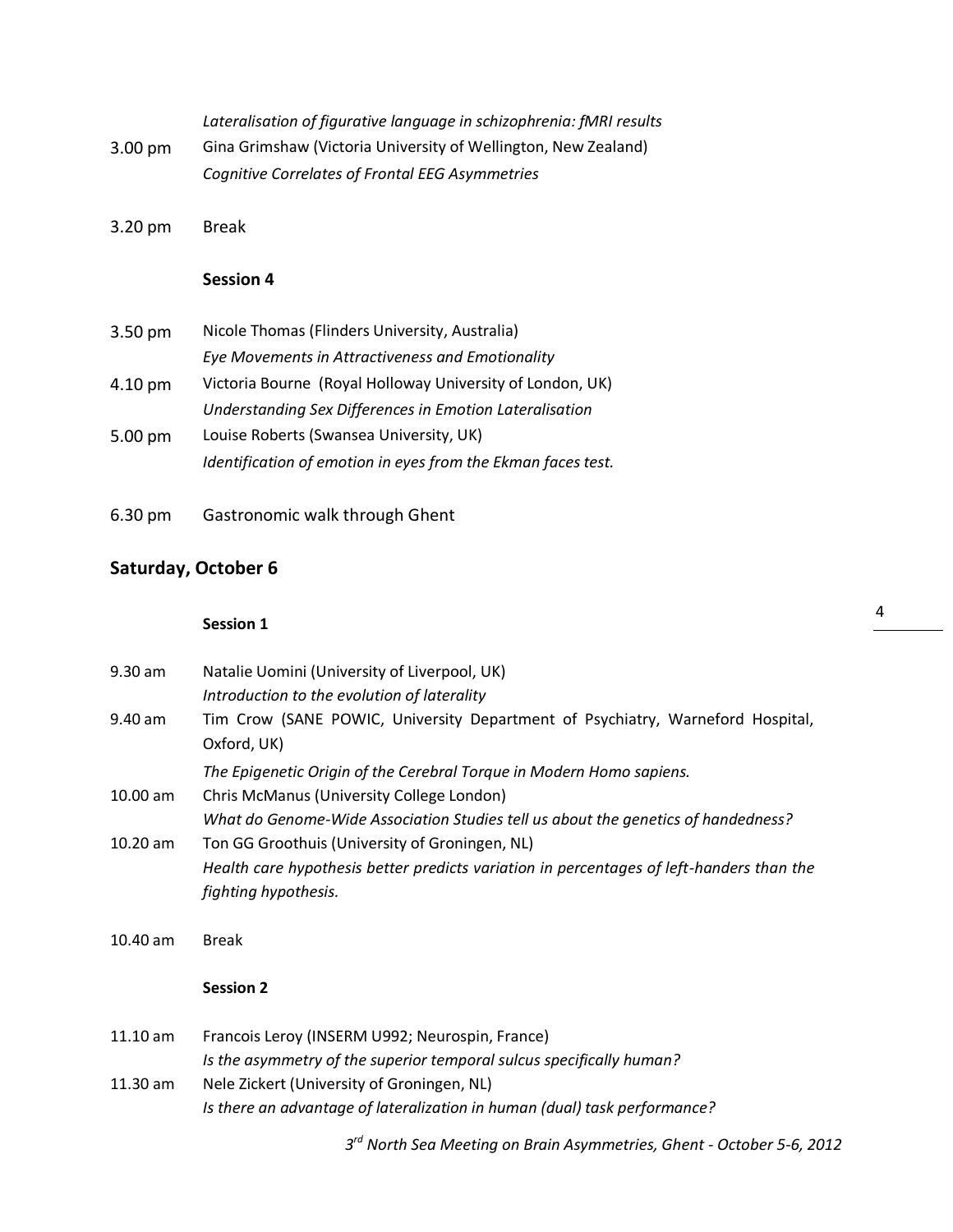*Lateralisation of figurative language in schizophrenia: fMRI results*

3.00 pm Gina Grimshaw (Victoria University of Wellington, New Zealand)
*Cognitive Correlates of Frontal EEG Asymmetries*

3.20 pm Break

**Session 4**

3.50 pm Nicole Thomas (Flinders University, Australia)
*Eye Movements in Attractiveness and Emotionality*

4.10 pm Victoria Bourne (Royal Holloway University of London, UK)
*Understanding Sex Differences in Emotion Lateralisation*

5.00 pm Louise Roberts (Swansea University, UK)
*Identification of emotion in eyes from the Ekman faces test.*

6.30 pm Gastronomic walk through Ghent

## Saturday, October 6

**Session 1**

9.30 am Natalie Uomini (University of Liverpool, UK)
*Introduction to the evolution of laterality*

9.40 am Tim Crow (SANE POWIC, University Department of Psychiatry, Warneford Hospital, Oxford, UK)
*The Epigenetic Origin of the Cerebral Torque in Modern Homo sapiens.*

10.00 am Chris McManus (University College London)
*What do Genome-Wide Association Studies tell us about the genetics of handedness?*

10.20 am Ton GG Groothuis (University of Groningen, NL)
*Health care hypothesis better predicts variation in percentages of left-handers than the fighting hypothesis.*

10.40 am Break

**Session 2**

11.10 am Francois Leroy (INSERM U992; Neurospin, France)
*Is the asymmetry of the superior temporal sulcus specifically human?*

11.30 am Nele Zickert (University of Groningen, NL)
*Is there an advantage of lateralization in human (dual) task performance?*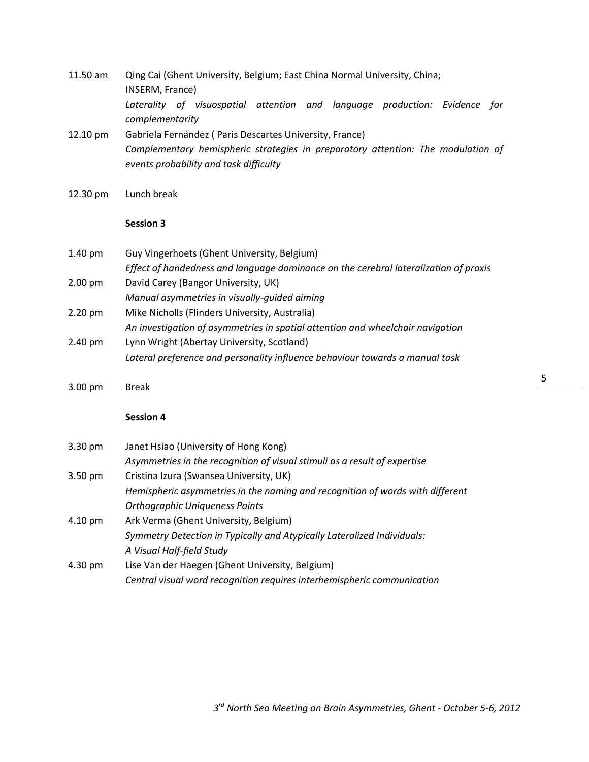11.50 am Qing Cai (Ghent University, Belgium; East China Normal University, China; INSERM, France)
*Laterality of visuospatial attention and language production: Evidence for complementarity*

12.10 pm Gabriela Fernández ( Paris Descartes University, France)
*Complementary hemispheric strategies in preparatory attention: The modulation of events probability and task difficulty*

12.30 pm Lunch break

**Session 3**

1.40 pm Guy Vingerhoets (Ghent University, Belgium)
*Effect of handedness and language dominance on the cerebral lateralization of praxis*

2.00 pm David Carey (Bangor University, UK)
*Manual asymmetries in visually-guided aiming*

2.20 pm Mike Nicholls (Flinders University, Australia)
*An investigation of asymmetries in spatial attention and wheelchair navigation*

2.40 pm Lynn Wright (Abertay University, Scotland)
*Lateral preference and personality influence behaviour towards a manual task*

3.00 pm Break

**Session 4**

3.30 pm Janet Hsiao (University of Hong Kong)
*Asymmetries in the recognition of visual stimuli as a result of expertise*

3.50 pm Cristina Izura (Swansea University, UK)
*Hemispheric asymmetries in the naming and recognition of words with different Orthographic Uniqueness Points*

4.10 pm Ark Verma (Ghent University, Belgium)
*Symmetry Detection in Typically and Atypically Lateralized Individuals: A Visual Half-field Study*

4.30 pm Lise Van der Haegen (Ghent University, Belgium)
*Central visual word recognition requires interhemispheric communication*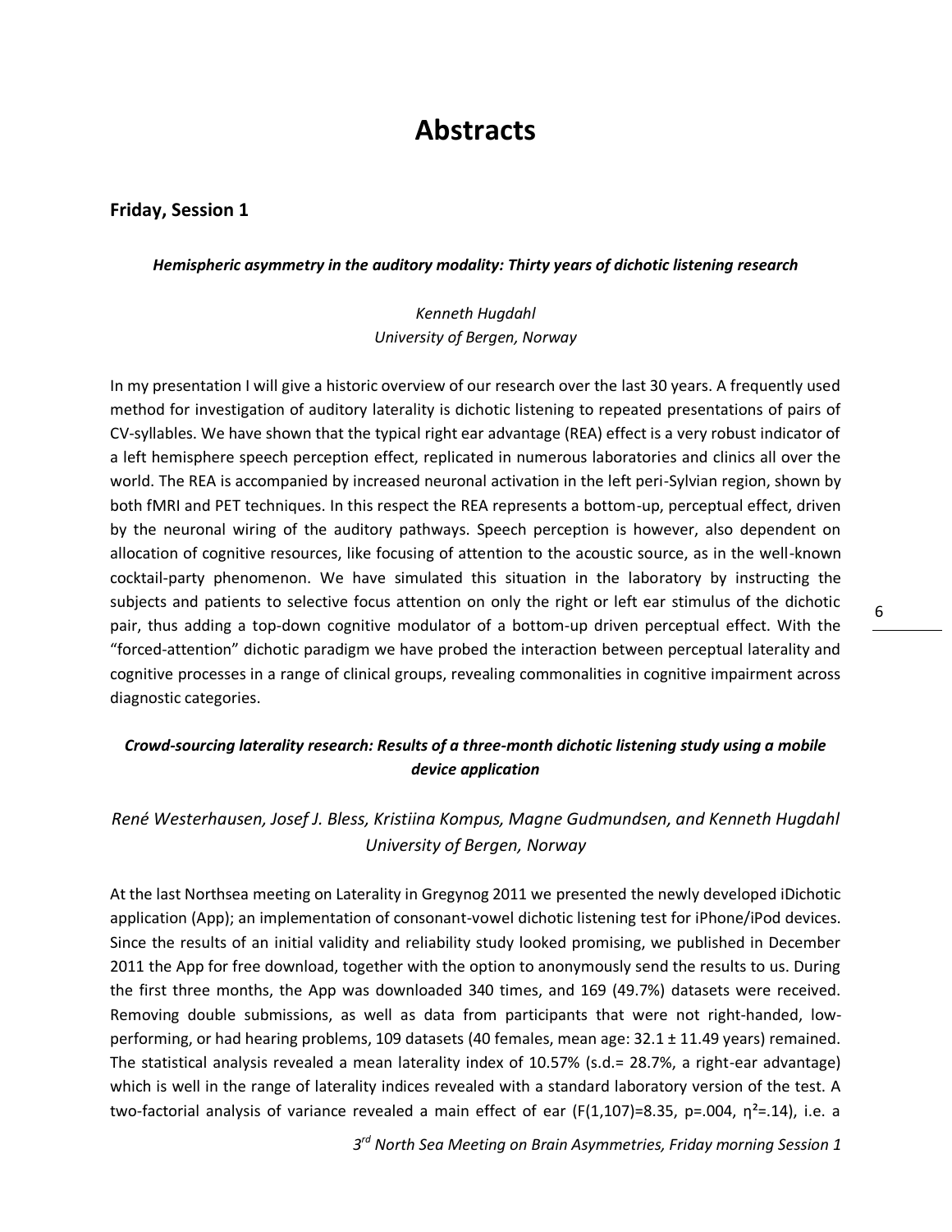# Abstracts

## Friday, Session 1

### *Hemispheric asymmetry in the auditory modality: Thirty years of dichotic listening research*

*Kenneth Hugdahl*
*University of Bergen, Norway*

In my presentation I will give a historic overview of our research over the last 30 years. A frequently used method for investigation of auditory laterality is dichotic listening to repeated presentations of pairs of CV-syllables. We have shown that the typical right ear advantage (REA) effect is a very robust indicator of a left hemisphere speech perception effect, replicated in numerous laboratories and clinics all over the world. The REA is accompanied by increased neuronal activation in the left peri-Sylvian region, shown by both fMRI and PET techniques. In this respect the REA represents a bottom-up, perceptual effect, driven by the neuronal wiring of the auditory pathways. Speech perception is however, also dependent on allocation of cognitive resources, like focusing of attention to the acoustic source, as in the well-known cocktail-party phenomenon. We have simulated this situation in the laboratory by instructing the subjects and patients to selective focus attention on only the right or left ear stimulus of the dichotic pair, thus adding a top-down cognitive modulator of a bottom-up driven perceptual effect. With the "forced-attention" dichotic paradigm we have probed the interaction between perceptual laterality and cognitive processes in a range of clinical groups, revealing commonalities in cognitive impairment across diagnostic categories.

### *Crowd-sourcing laterality research: Results of a three-month dichotic listening study using a mobile device application*

*René Westerhausen, Josef J. Bless, Kristiina Kompus, Magne Gudmundsen, and Kenneth Hugdahl*
*University of Bergen, Norway*

At the last Northsea meeting on Laterality in Gregynog 2011 we presented the newly developed iDichotic application (App); an implementation of consonant-vowel dichotic listening test for iPhone/iPod devices. Since the results of an initial validity and reliability study looked promising, we published in December 2011 the App for free download, together with the option to anonymously send the results to us. During the first three months, the App was downloaded 340 times, and 169 (49.7%) datasets were received. Removing double submissions, as well as data from participants that were not right-handed, low-performing, or had hearing problems, 109 datasets (40 females, mean age: 32.1 ± 11.49 years) remained. The statistical analysis revealed a mean laterality index of 10.57% (s.d.= 28.7%, a right-ear advantage) which is well in the range of laterality indices revealed with a standard laboratory version of the test. A two-factorial analysis of variance revealed a main effect of ear ($F(1,107)=8.35$, $p=.004$, $\eta^2=.14$), i.e. a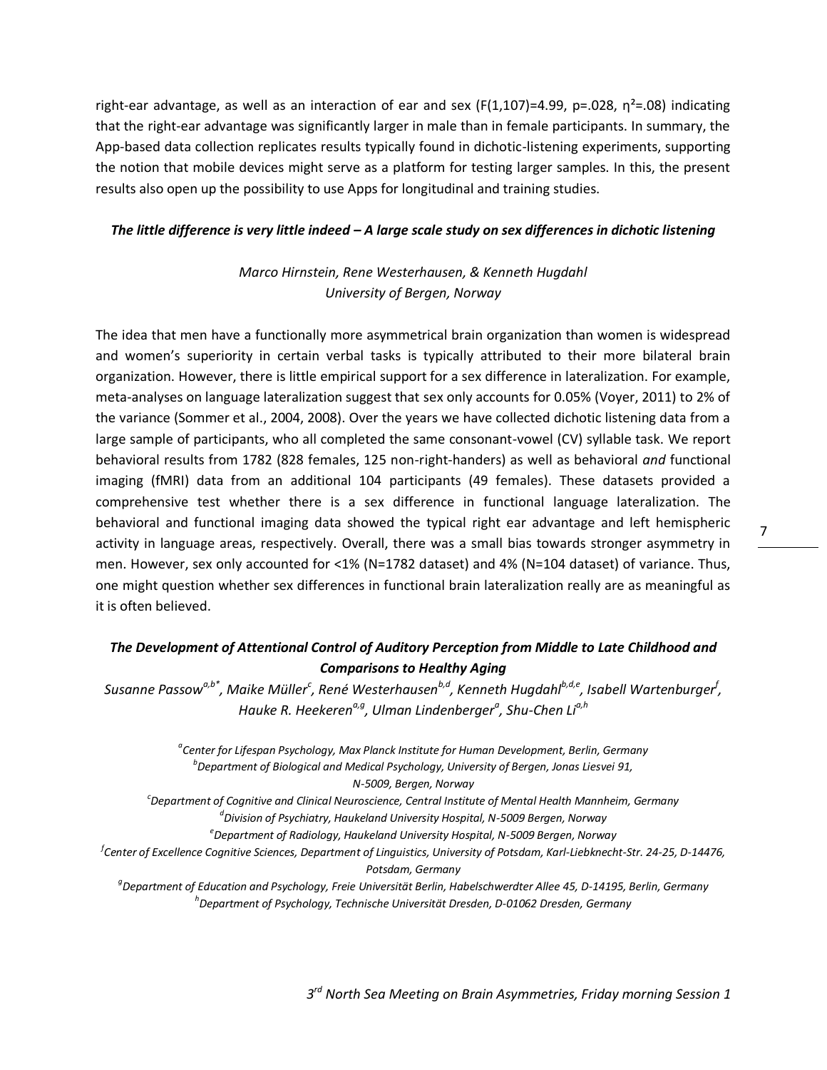right-ear advantage, as well as an interaction of ear and sex ($F(1,107)=4.99$, $p=.028$, $\eta^2=.08$) indicating that the right-ear advantage was significantly larger in male than in female participants. In summary, the App-based data collection replicates results typically found in dichotic-listening experiments, supporting the notion that mobile devices might serve as a platform for testing larger samples. In this, the present results also open up the possibility to use Apps for longitudinal and training studies.

### *The little difference is very little indeed – A large scale study on sex differences in dichotic listening*

*Marco Hirnstein, Rene Westerhausen, & Kenneth Hugdahl*
*University of Bergen, Norway*

The idea that men have a functionally more asymmetrical brain organization than women is widespread and women's superiority in certain verbal tasks is typically attributed to their more bilateral brain organization. However, there is little empirical support for a sex difference in lateralization. For example, meta-analyses on language lateralization suggest that sex only accounts for 0.05% (Voyer, 2011) to 2% of the variance (Sommer et al., 2004, 2008). Over the years we have collected dichotic listening data from a large sample of participants, who all completed the same consonant-vowel (CV) syllable task. We report behavioral results from 1782 (828 females, 125 non-right-handers) as well as behavioral *and* functional imaging (fMRI) data from an additional 104 participants (49 females). These datasets provided a comprehensive test whether there is a sex difference in functional language lateralization. The behavioral and functional imaging data showed the typical right ear advantage and left hemispheric activity in language areas, respectively. Overall, there was a small bias towards stronger asymmetry in men. However, sex only accounted for <1% (N=1782 dataset) and 4% (N=104 dataset) of variance. Thus, one might question whether sex differences in functional brain lateralization really are as meaningful as it is often believed.

### *The Development of Attentional Control of Auditory Perception from Middle to Late Childhood and Comparisons to Healthy Aging*

*Susanne Passow[a,b*], Maike Müller[c], René Westerhausen[b,d], Kenneth Hugdahl[b,d,e], Isabell Wartenburger[f], Hauke R. Heekeren[a,g], Ulman Lindenberger[a], Shu-Chen Li[a,h]*

[a]*Center for Lifespan Psychology, Max Planck Institute for Human Development, Berlin, Germany*
[b]*Department of Biological and Medical Psychology, University of Bergen, Jonas Liesvei 91, N-5009, Bergen, Norway*
[c]*Department of Cognitive and Clinical Neuroscience, Central Institute of Mental Health Mannheim, Germany*
[d]*Division of Psychiatry, Haukeland University Hospital, N-5009 Bergen, Norway*
[e]*Department of Radiology, Haukeland University Hospital, N-5009 Bergen, Norway*
[f]*Center of Excellence Cognitive Sciences, Department of Linguistics, University of Potsdam, Karl-Liebknecht-Str. 24-25, D-14476, Potsdam, Germany*
[g]*Department of Education and Psychology, Freie Universität Berlin, Habelschwerdter Allee 45, D-14195, Berlin, Germany*
[h]*Department of Psychology, Technische Universität Dresden, D-01062 Dresden, Germany*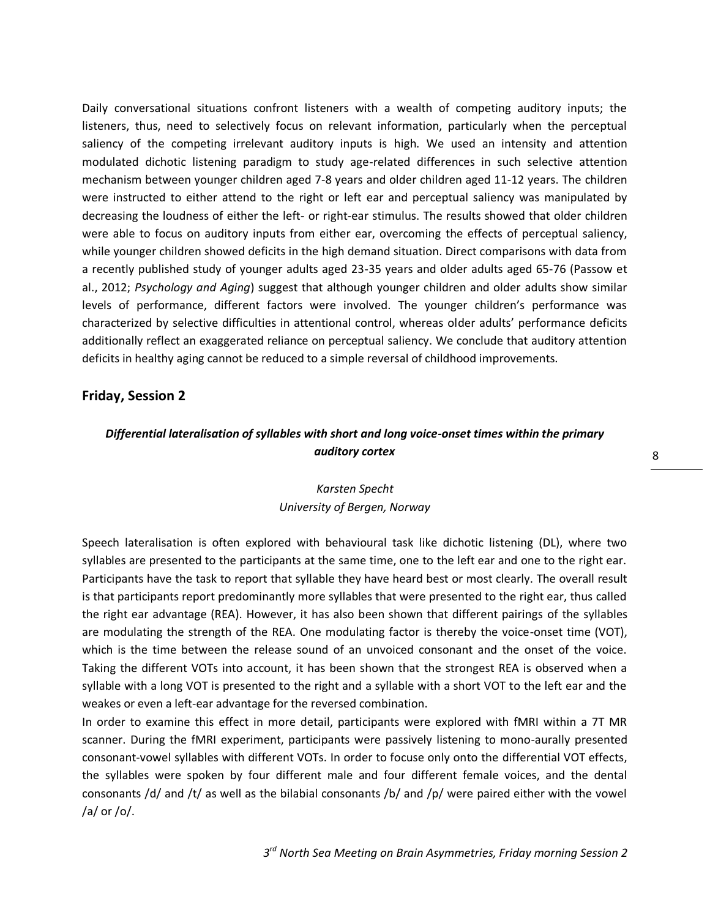Daily conversational situations confront listeners with a wealth of competing auditory inputs; the listeners, thus, need to selectively focus on relevant information, particularly when the perceptual saliency of the competing irrelevant auditory inputs is high. We used an intensity and attention modulated dichotic listening paradigm to study age-related differences in such selective attention mechanism between younger children aged 7-8 years and older children aged 11-12 years. The children were instructed to either attend to the right or left ear and perceptual saliency was manipulated by decreasing the loudness of either the left- or right-ear stimulus. The results showed that older children were able to focus on auditory inputs from either ear, overcoming the effects of perceptual saliency, while younger children showed deficits in the high demand situation. Direct comparisons with data from a recently published study of younger adults aged 23-35 years and older adults aged 65-76 (Passow et al., 2012; *Psychology and Aging*) suggest that although younger children and older adults show similar levels of performance, different factors were involved. The younger children's performance was characterized by selective difficulties in attentional control, whereas older adults' performance deficits additionally reflect an exaggerated reliance on perceptual saliency. We conclude that auditory attention deficits in healthy aging cannot be reduced to a simple reversal of childhood improvements.

## Friday, Session 2

### *Differential lateralisation of syllables with short and long voice-onset times within the primary auditory cortex*

*Karsten Specht*
*University of Bergen, Norway*

Speech lateralisation is often explored with behavioural task like dichotic listening (DL), where two syllables are presented to the participants at the same time, one to the left ear and one to the right ear. Participants have the task to report that syllable they have heard best or most clearly. The overall result is that participants report predominantly more syllables that were presented to the right ear, thus called the right ear advantage (REA). However, it has also been shown that different pairings of the syllables are modulating the strength of the REA. One modulating factor is thereby the voice-onset time (VOT), which is the time between the release sound of an unvoiced consonant and the onset of the voice. Taking the different VOTs into account, it has been shown that the strongest REA is observed when a syllable with a long VOT is presented to the right and a syllable with a short VOT to the left ear and the weakes or even a left-ear advantage for the reversed combination.

In order to examine this effect in more detail, participants were explored with fMRI within a 7T MR scanner. During the fMRI experiment, participants were passively listening to mono-aurally presented consonant-vowel syllables with different VOTs. In order to focus only onto the differential VOT effects, the syllables were spoken by four different male and four different female voices, and the dental consonants /d/ and /t/ as well as the bilabial consonants /b/ and /p/ were paired either with the vowel /a/ or /o/.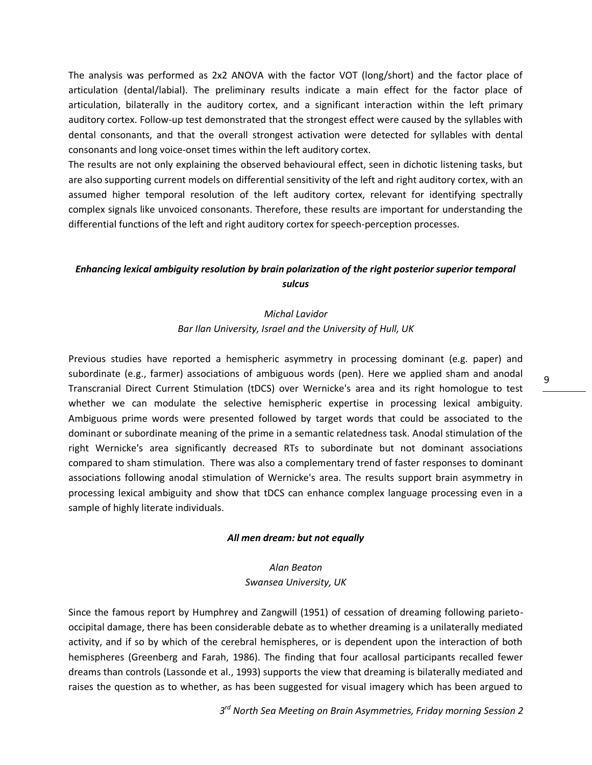The analysis was performed as 2x2 ANOVA with the factor VOT (long/short) and the factor place of articulation (dental/labial). The preliminary results indicate a main effect for the factor place of articulation, bilaterally in the auditory cortex, and a significant interaction within the left primary auditory cortex. Follow-up test demonstrated that the strongest effect were caused by the syllables with dental consonants, and that the overall strongest activation were detected for syllables with dental consonants and long voice-onset times within the left auditory cortex.
The results are not only explaining the observed behavioural effect, seen in dichotic listening tasks, but are also supporting current models on differential sensitivity of the left and right auditory cortex, with an assumed higher temporal resolution of the left auditory cortex, relevant for identifying spectrally complex signals like unvoiced consonants. Therefore, these results are important for understanding the differential functions of the left and right auditory cortex for speech-perception processes.

### *Enhancing lexical ambiguity resolution by brain polarization of the right posterior superior temporal sulcus*

*Michal Lavidor*
*Bar Ilan University, Israel and the University of Hull, UK*

Previous studies have reported a hemispheric asymmetry in processing dominant (e.g. paper) and subordinate (e.g., farmer) associations of ambiguous words (pen). Here we applied sham and anodal Transcranial Direct Current Stimulation (tDCS) over Wernicke's area and its right homologue to test whether we can modulate the selective hemispheric expertise in processing lexical ambiguity. Ambiguous prime words were presented followed by target words that could be associated to the dominant or subordinate meaning of the prime in a semantic relatedness task. Anodal stimulation of the right Wernicke's area significantly decreased RTs to subordinate but not dominant associations compared to sham stimulation. There was also a complementary trend of faster responses to dominant associations following anodal stimulation of Wernicke's area. The results support brain asymmetry in processing lexical ambiguity and show that tDCS can enhance complex language processing even in a sample of highly literate individuals.

### *All men dream: but not equally*

*Alan Beaton*
*Swansea University, UK*

Since the famous report by Humphrey and Zangwill (1951) of cessation of dreaming following parieto-occipital damage, there has been considerable debate as to whether dreaming is a unilaterally mediated activity, and if so by which of the cerebral hemispheres, or is dependent upon the interaction of both hemispheres (Greenberg and Farah, 1986). The finding that four acallosal participants recalled fewer dreams than controls (Lassonde et al., 1993) supports the view that dreaming is bilaterally mediated and raises the question as to whether, as has been suggested for visual imagery which has been argued to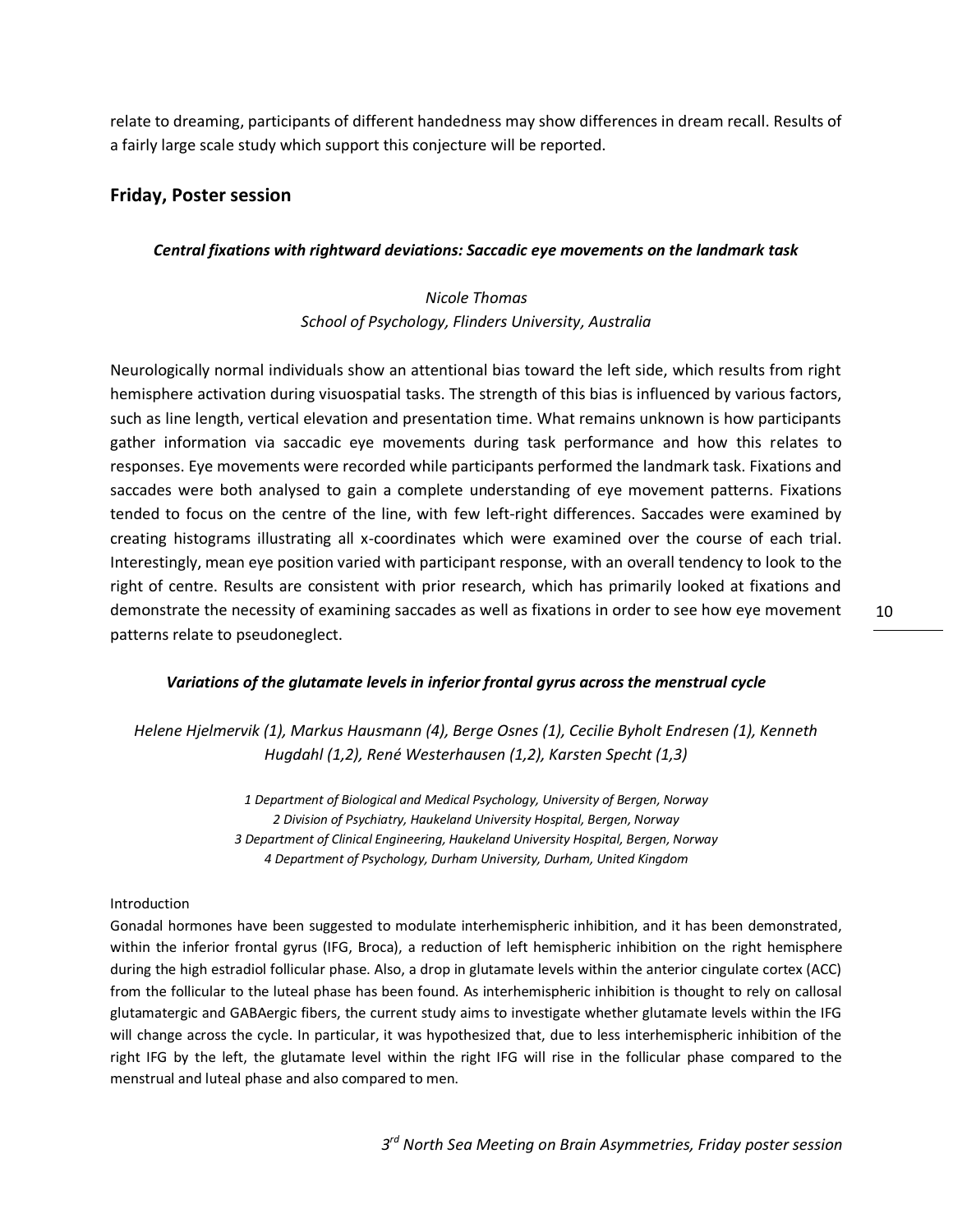relate to dreaming, participants of different handedness may show differences in dream recall. Results of a fairly large scale study which support this conjecture will be reported.

## Friday, Poster session

### *Central fixations with rightward deviations: Saccadic eye movements on the landmark task*

*Nicole Thomas*
*School of Psychology, Flinders University, Australia*

Neurologically normal individuals show an attentional bias toward the left side, which results from right hemisphere activation during visuospatial tasks. The strength of this bias is influenced by various factors, such as line length, vertical elevation and presentation time. What remains unknown is how participants gather information via saccadic eye movements during task performance and how this relates to responses. Eye movements were recorded while participants performed the landmark task. Fixations and saccades were both analysed to gain a complete understanding of eye movement patterns. Fixations tended to focus on the centre of the line, with few left-right differences. Saccades were examined by creating histograms illustrating all x-coordinates which were examined over the course of each trial. Interestingly, mean eye position varied with participant response, with an overall tendency to look to the right of centre. Results are consistent with prior research, which has primarily looked at fixations and demonstrate the necessity of examining saccades as well as fixations in order to see how eye movement patterns relate to pseudoneglect.

### *Variations of the glutamate levels in inferior frontal gyrus across the menstrual cycle*

*Helene Hjelmervik (1), Markus Hausmann (4), Berge Osnes (1), Cecilie Byholt Endresen (1), Kenneth Hugdahl (1,2), René Westerhausen (1,2), Karsten Specht (1,3)*

*1 Department of Biological and Medical Psychology, University of Bergen, Norway*
*2 Division of Psychiatry, Haukeland University Hospital, Bergen, Norway*
*3 Department of Clinical Engineering, Haukeland University Hospital, Bergen, Norway*
*4 Department of Psychology, Durham University, Durham, United Kingdom*

Introduction

Gonadal hormones have been suggested to modulate interhemispheric inhibition, and it has been demonstrated, within the inferior frontal gyrus (IFG, Broca), a reduction of left hemispheric inhibition on the right hemisphere during the high estradiol follicular phase. Also, a drop in glutamate levels within the anterior cingulate cortex (ACC) from the follicular to the luteal phase has been found. As interhemispheric inhibition is thought to rely on callosal glutamatergic and GABAergic fibers, the current study aims to investigate whether glutamate levels within the IFG will change across the cycle. In particular, it was hypothesized that, due to less interhemispheric inhibition of the right IFG by the left, the glutamate level within the right IFG will rise in the follicular phase compared to the menstrual and luteal phase and also compared to men.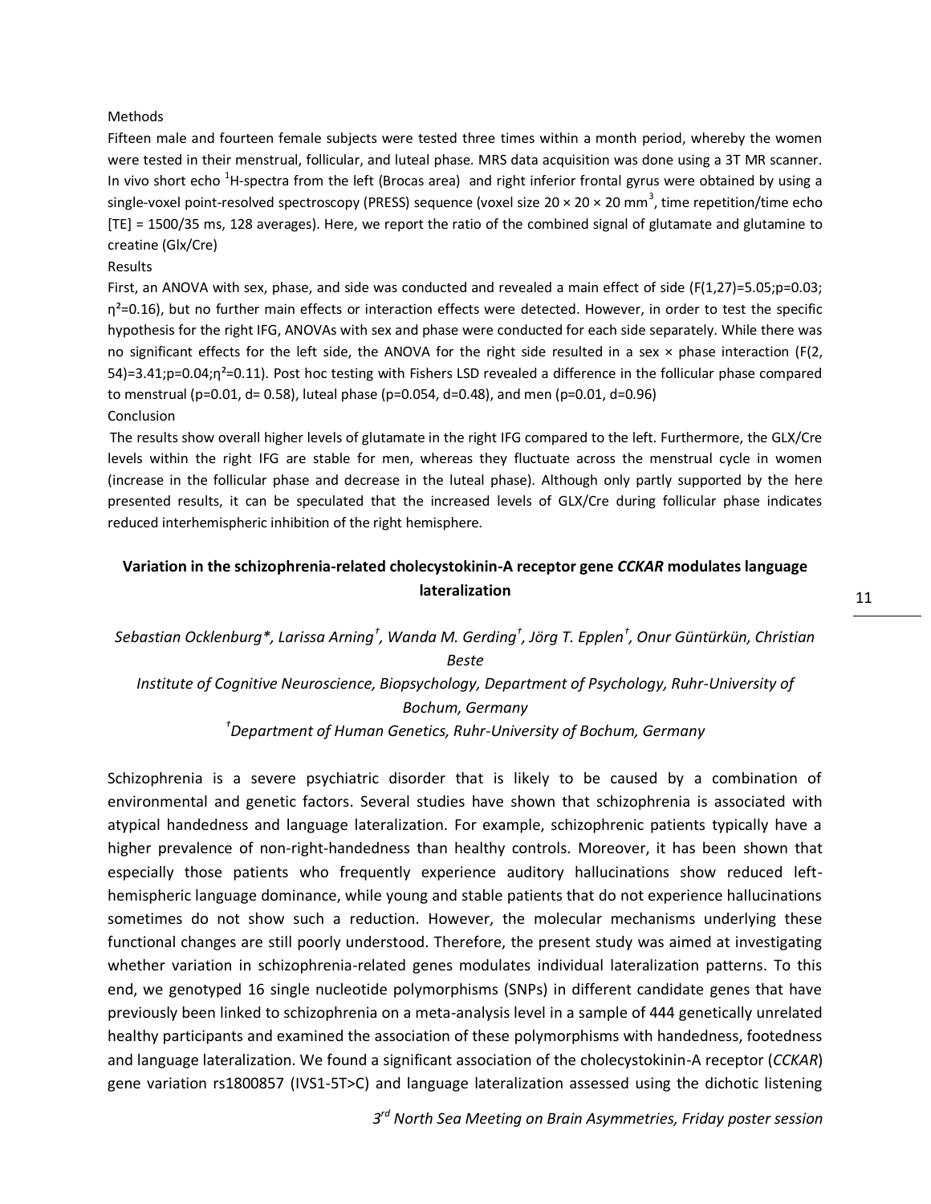Methods

Fifteen male and fourteen female subjects were tested three times within a month period, whereby the women were tested in their menstrual, follicular, and luteal phase. MRS data acquisition was done using a 3T MR scanner. In vivo short echo $^1$H-spectra from the left (Brocas area) and right inferior frontal gyrus were obtained by using a single-voxel point-resolved spectroscopy (PRESS) sequence (voxel size 20 × 20 × 20 mm$^3$, time repetition/time echo [TE] = 1500/35 ms, 128 averages). Here, we report the ratio of the combined signal of glutamate and glutamine to creatine (Glx/Cre)

Results

First, an ANOVA with sex, phase, and side was conducted and revealed a main effect of side ($F(1,27)=5.05; p=0.03; \eta^2=0.16$), but no further main effects or interaction effects were detected. However, in order to test the specific hypothesis for the right IFG, ANOVAs with sex and phase were conducted for each side separately. While there was no significant effects for the left side, the ANOVA for the right side resulted in a sex × phase interaction ($F(2, 54)=3.41; p=0.04; \eta^2=0.11$). Post hoc testing with Fishers LSD revealed a difference in the follicular phase compared to menstrual ($p=0.01$, $d= 0.58$), luteal phase ($p=0.054$, $d=0.48$), and men ($p=0.01$, $d=0.96$)

Conclusion

The results show overall higher levels of glutamate in the right IFG compared to the left. Furthermore, the GLX/Cre levels within the right IFG are stable for men, whereas they fluctuate across the menstrual cycle in women (increase in the follicular phase and decrease in the luteal phase). Although only partly supported by the here presented results, it can be speculated that the increased levels of GLX/Cre during follicular phase indicates reduced interhemispheric inhibition of the right hemisphere.

## Variation in the schizophrenia-related cholecystokinin-A receptor gene *CCKAR* modulates language lateralization

*Sebastian Ocklenburg\*, Larissa Arning[†], Wanda M. Gerding[†], Jörg T. Epplen[†], Onur Güntürkün, Christian Beste*

*Institute of Cognitive Neuroscience, Biopsychology, Department of Psychology, Ruhr-University of Bochum, Germany*

*[†]Department of Human Genetics, Ruhr-University of Bochum, Germany*

Schizophrenia is a severe psychiatric disorder that is likely to be caused by a combination of environmental and genetic factors. Several studies have shown that schizophrenia is associated with atypical handedness and language lateralization. For example, schizophrenic patients typically have a higher prevalence of non-right-handedness than healthy controls. Moreover, it has been shown that especially those patients who frequently experience auditory hallucinations show reduced left-hemispheric language dominance, while young and stable patients that do not experience hallucinations sometimes do not show such a reduction. However, the molecular mechanisms underlying these functional changes are still poorly understood. Therefore, the present study was aimed at investigating whether variation in schizophrenia-related genes modulates individual lateralization patterns. To this end, we genotyped 16 single nucleotide polymorphisms (SNPs) in different candidate genes that have previously been linked to schizophrenia on a meta-analysis level in a sample of 444 genetically unrelated healthy participants and examined the association of these polymorphisms with handedness, footedness and language lateralization. We found a significant association of the cholecystokinin-A receptor (*CCKAR*) gene variation rs1800857 (IVS1-5T>C) and language lateralization assessed using the dichotic listening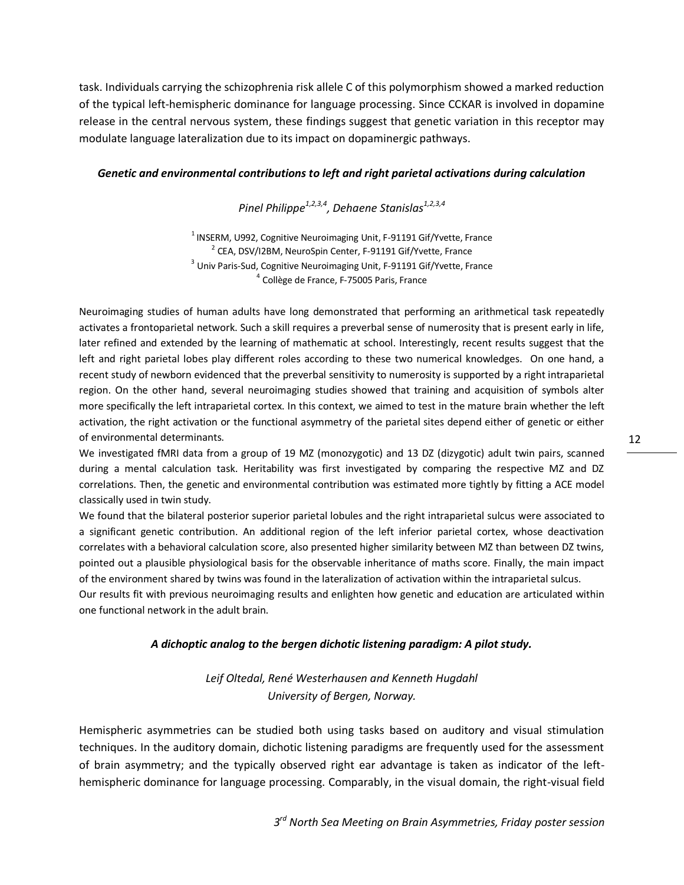task. Individuals carrying the schizophrenia risk allele C of this polymorphism showed a marked reduction of the typical left-hemispheric dominance for language processing. Since CCKAR is involved in dopamine release in the central nervous system, these findings suggest that genetic variation in this receptor may modulate language lateralization due to its impact on dopaminergic pathways.

### *Genetic and environmental contributions to left and right parietal activations during calculation*

*Pinel Philippe[1,2,3,4], Dehaene Stanislas[1,2,3,4]*

[1] INSERM, U992, Cognitive Neuroimaging Unit, F-91191 Gif/Yvette, France
[2] CEA, DSV/I2BM, NeuroSpin Center, F-91191 Gif/Yvette, France
[3] Univ Paris-Sud, Cognitive Neuroimaging Unit, F-91191 Gif/Yvette, France
[4] Collège de France, F-75005 Paris, France

Neuroimaging studies of human adults have long demonstrated that performing an arithmetical task repeatedly activates a frontoparietal network. Such a skill requires a preverbal sense of numerosity that is present early in life, later refined and extended by the learning of mathematic at school. Interestingly, recent results suggest that the left and right parietal lobes play different roles according to these two numerical knowledges. On one hand, a recent study of newborn evidenced that the preverbal sensitivity to numerosity is supported by a right intraparietal region. On the other hand, several neuroimaging studies showed that training and acquisition of symbols alter more specifically the left intraparietal cortex. In this context, we aimed to test in the mature brain whether the left activation, the right activation or the functional asymmetry of the parietal sites depend either of genetic or either of environmental determinants.

We investigated fMRI data from a group of 19 MZ (monozygotic) and 13 DZ (dizygotic) adult twin pairs, scanned during a mental calculation task. Heritability was first investigated by comparing the respective MZ and DZ correlations. Then, the genetic and environmental contribution was estimated more tightly by fitting a ACE model classically used in twin study.

We found that the bilateral posterior superior parietal lobules and the right intraparietal sulcus were associated to a significant genetic contribution. An additional region of the left inferior parietal cortex, whose deactivation correlates with a behavioral calculation score, also presented higher similarity between MZ than between DZ twins, pointed out a plausible physiological basis for the observable inheritance of maths score. Finally, the main impact of the environment shared by twins was found in the lateralization of activation within the intraparietal sulcus.

Our results fit with previous neuroimaging results and enlighten how genetic and education are articulated within one functional network in the adult brain.

### *A dichoptic analog to the bergen dichotic listening paradigm: A pilot study.*

*Leif Oltedal, René Westerhausen and Kenneth Hugdahl*
*University of Bergen, Norway.*

Hemispheric asymmetries can be studied both using tasks based on auditory and visual stimulation techniques. In the auditory domain, dichotic listening paradigms are frequently used for the assessment of brain asymmetry; and the typically observed right ear advantage is taken as indicator of the left-hemispheric dominance for language processing. Comparably, in the visual domain, the right-visual field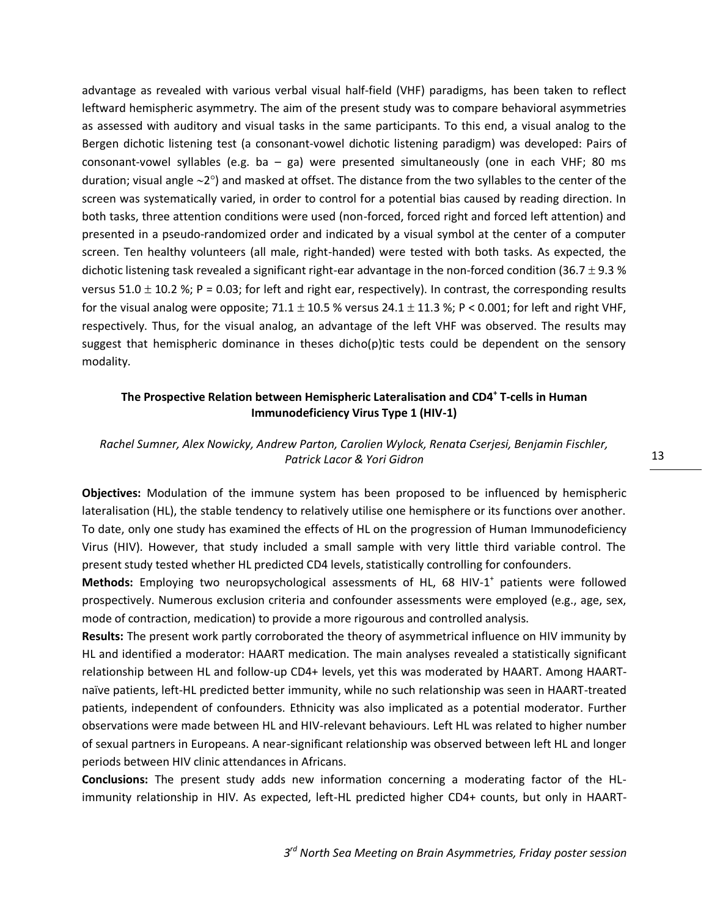advantage as revealed with various verbal visual half-field (VHF) paradigms, has been taken to reflect leftward hemispheric asymmetry. The aim of the present study was to compare behavioral asymmetries as assessed with auditory and visual tasks in the same participants. To this end, a visual analog to the Bergen dichotic listening test (a consonant-vowel dichotic listening paradigm) was developed: Pairs of consonant-vowel syllables (e.g. ba – ga) were presented simultaneously (one in each VHF; 80 ms duration; visual angle ~2°) and masked at offset. The distance from the two syllables to the center of the screen was systematically varied, in order to control for a potential bias caused by reading direction. In both tasks, three attention conditions were used (non-forced, forced right and forced left attention) and presented in a pseudo-randomized order and indicated by a visual symbol at the center of a computer screen. Ten healthy volunteers (all male, right-handed) were tested with both tasks. As expected, the dichotic listening task revealed a significant right-ear advantage in the non-forced condition (36.7 $\pm$ 9.3 % versus 51.0 $\pm$ 10.2 %; $P = 0.03$; for left and right ear, respectively). In contrast, the corresponding results for the visual analog were opposite; 71.1 $\pm$ 10.5 % versus 24.1 $\pm$ 11.3 %; $P < 0.001$; for left and right VHF, respectively. Thus, for the visual analog, an advantage of the left VHF was observed. The results may suggest that hemispheric dominance in theses dicho(p)tic tests could be dependent on the sensory modality.

### The Prospective Relation between Hemispheric Lateralisation and $CD4^+$ T-cells in Human Immunodeficiency Virus Type 1 (HIV-1)

*Rachel Sumner, Alex Nowicky, Andrew Parton, Carolien Wylock, Renata Cserjesi, Benjamin Fischler, Patrick Lacor & Yori Gidron*

**Objectives:** Modulation of the immune system has been proposed to be influenced by hemispheric lateralisation (HL), the stable tendency to relatively utilise one hemisphere or its functions over another. To date, only one study has examined the effects of HL on the progression of Human Immunodeficiency Virus (HIV). However, that study included a small sample with very little third variable control. The present study tested whether HL predicted CD4 levels, statistically controlling for confounders.

**Methods:** Employing two neuropsychological assessments of HL, 68 HIV-$1^+$ patients were followed prospectively. Numerous exclusion criteria and confounder assessments were employed (e.g., age, sex, mode of contraction, medication) to provide a more rigourous and controlled analysis.

**Results:** The present work partly corroborated the theory of asymmetrical influence on HIV immunity by HL and identified a moderator: HAART medication. The main analyses revealed a statistically significant relationship between HL and follow-up CD4+ levels, yet this was moderated by HAART. Among HAART-naïve patients, left-HL predicted better immunity, while no such relationship was seen in HAART-treated patients, independent of confounders. Ethnicity was also implicated as a potential moderator. Further observations were made between HL and HIV-relevant behaviours. Left HL was related to higher number of sexual partners in Europeans. A near-significant relationship was observed between left HL and longer periods between HIV clinic attendances in Africans.

**Conclusions:** The present study adds new information concerning a moderating factor of the HL-immunity relationship in HIV. As expected, left-HL predicted higher CD4+ counts, but only in HAART-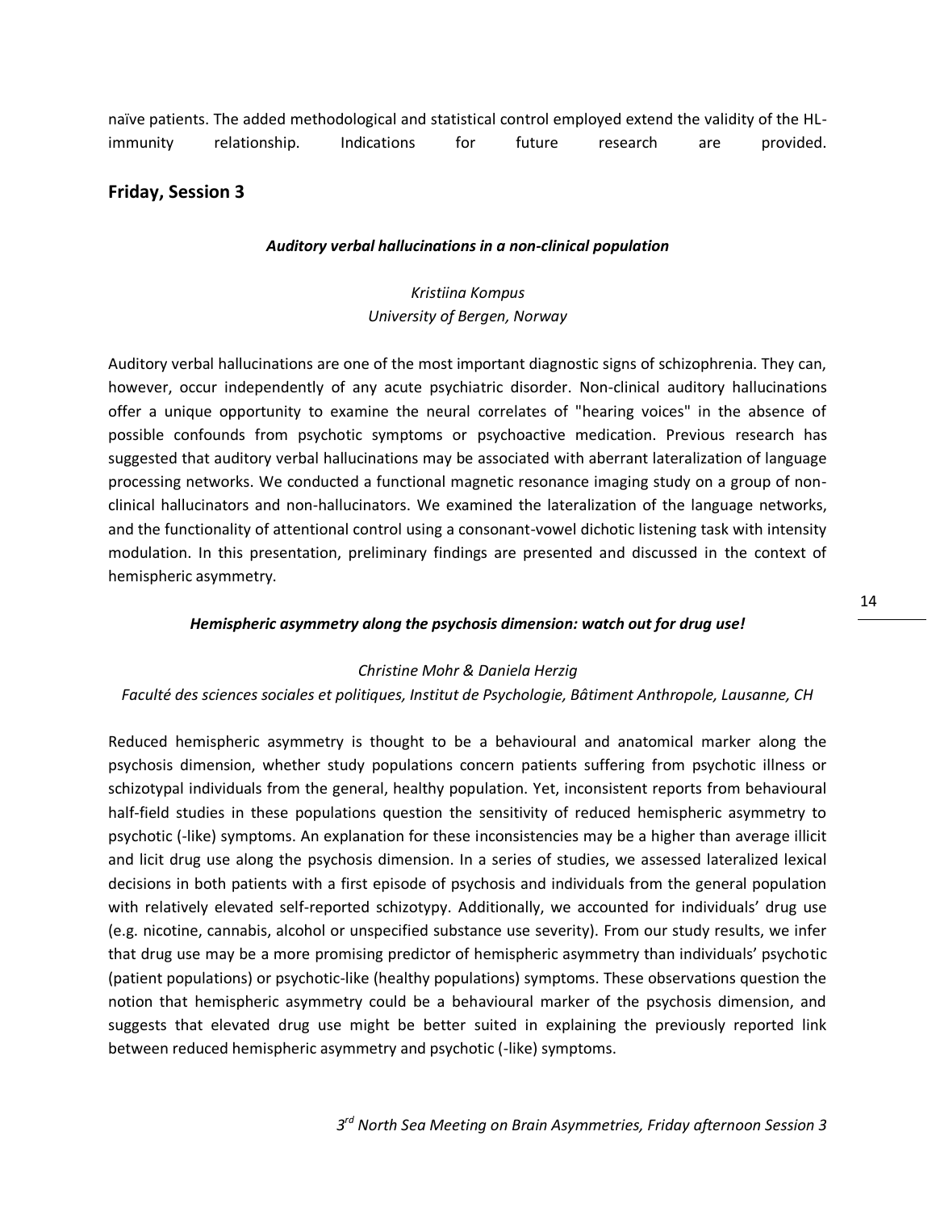naïve patients. The added methodological and statistical control employed extend the validity of the HL-immunity relationship. Indications for future research are provided.

## Friday, Session 3

### *Auditory verbal hallucinations in a non-clinical population*

*Kristiina Kompus*
*University of Bergen, Norway*

Auditory verbal hallucinations are one of the most important diagnostic signs of schizophrenia. They can, however, occur independently of any acute psychiatric disorder. Non-clinical auditory hallucinations offer a unique opportunity to examine the neural correlates of "hearing voices" in the absence of possible confounds from psychotic symptoms or psychoactive medication. Previous research has suggested that auditory verbal hallucinations may be associated with aberrant lateralization of language processing networks. We conducted a functional magnetic resonance imaging study on a group of non-clinical hallucinators and non-hallucinators. We examined the lateralization of the language networks, and the functionality of attentional control using a consonant-vowel dichotic listening task with intensity modulation. In this presentation, preliminary findings are presented and discussed in the context of hemispheric asymmetry.

### *Hemispheric asymmetry along the psychosis dimension: watch out for drug use!*

*Christine Mohr & Daniela Herzig*
*Faculté des sciences sociales et politiques, Institut de Psychologie, Bâtiment Anthropole, Lausanne, CH*

Reduced hemispheric asymmetry is thought to be a behavioural and anatomical marker along the psychosis dimension, whether study populations concern patients suffering from psychotic illness or schizotypal individuals from the general, healthy population. Yet, inconsistent reports from behavioural half-field studies in these populations question the sensitivity of reduced hemispheric asymmetry to psychotic (-like) symptoms. An explanation for these inconsistencies may be a higher than average illicit and licit drug use along the psychosis dimension. In a series of studies, we assessed lateralized lexical decisions in both patients with a first episode of psychosis and individuals from the general population with relatively elevated self-reported schizotypy. Additionally, we accounted for individuals' drug use (e.g. nicotine, cannabis, alcohol or unspecified substance use severity). From our study results, we infer that drug use may be a more promising predictor of hemispheric asymmetry than individuals' psychotic (patient populations) or psychotic-like (healthy populations) symptoms. These observations question the notion that hemispheric asymmetry could be a behavioural marker of the psychosis dimension, and suggests that elevated drug use might be better suited in explaining the previously reported link between reduced hemispheric asymmetry and psychotic (-like) symptoms.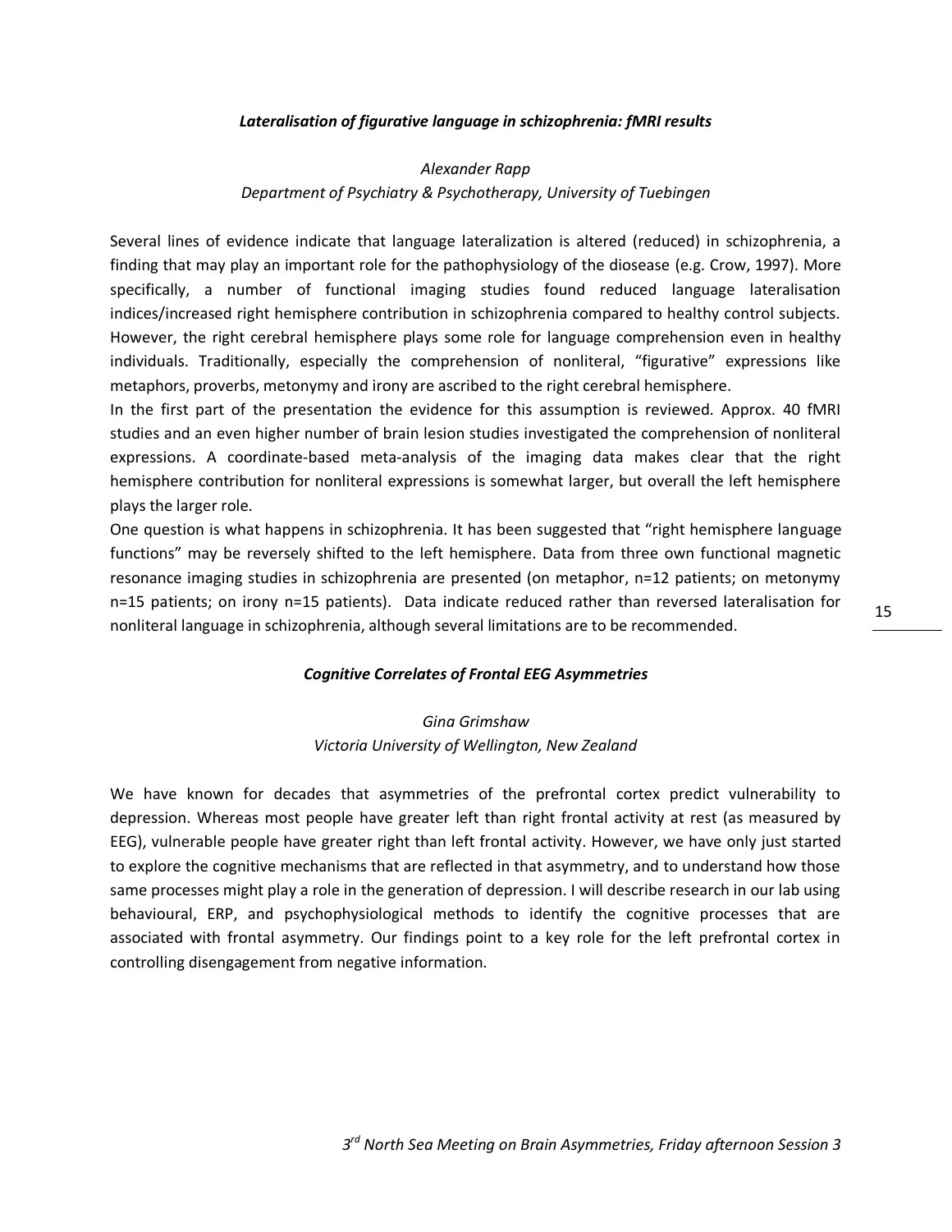### *Lateralisation of figurative language in schizophrenia: fMRI results*

*Alexander Rapp*

*Department of Psychiatry & Psychotherapy, University of Tuebingen*

Several lines of evidence indicate that language lateralization is altered (reduced) in schizophrenia, a finding that may play an important role for the pathophysiology of the diosease (e.g. Crow, 1997). More specifically, a number of functional imaging studies found reduced language lateralisation indices/increased right hemisphere contribution in schizophrenia compared to healthy control subjects. However, the right cerebral hemisphere plays some role for language comprehension even in healthy individuals. Traditionally, especially the comprehension of nonliteral, "figurative" expressions like metaphors, proverbs, metonymy and irony are ascribed to the right cerebral hemisphere.

In the first part of the presentation the evidence for this assumption is reviewed. Approx. 40 fMRI studies and an even higher number of brain lesion studies investigated the comprehension of nonliteral expressions. A coordinate-based meta-analysis of the imaging data makes clear that the right hemisphere contribution for nonliteral expressions is somewhat larger, but overall the left hemisphere plays the larger role.

One question is what happens in schizophrenia. It has been suggested that "right hemisphere language functions" may be reversely shifted to the left hemisphere. Data from three own functional magnetic resonance imaging studies in schizophrenia are presented (on metaphor, n=12 patients; on metonymy n=15 patients; on irony n=15 patients). Data indicate reduced rather than reversed lateralisation for nonliteral language in schizophrenia, although several limitations are to be recommended.

### *Cognitive Correlates of Frontal EEG Asymmetries*

*Gina Grimshaw*

*Victoria University of Wellington, New Zealand*

We have known for decades that asymmetries of the prefrontal cortex predict vulnerability to depression. Whereas most people have greater left than right frontal activity at rest (as measured by EEG), vulnerable people have greater right than left frontal activity. However, we have only just started to explore the cognitive mechanisms that are reflected in that asymmetry, and to understand how those same processes might play a role in the generation of depression. I will describe research in our lab using behavioural, ERP, and psychophysiological methods to identify the cognitive processes that are associated with frontal asymmetry. Our findings point to a key role for the left prefrontal cortex in controlling disengagement from negative information.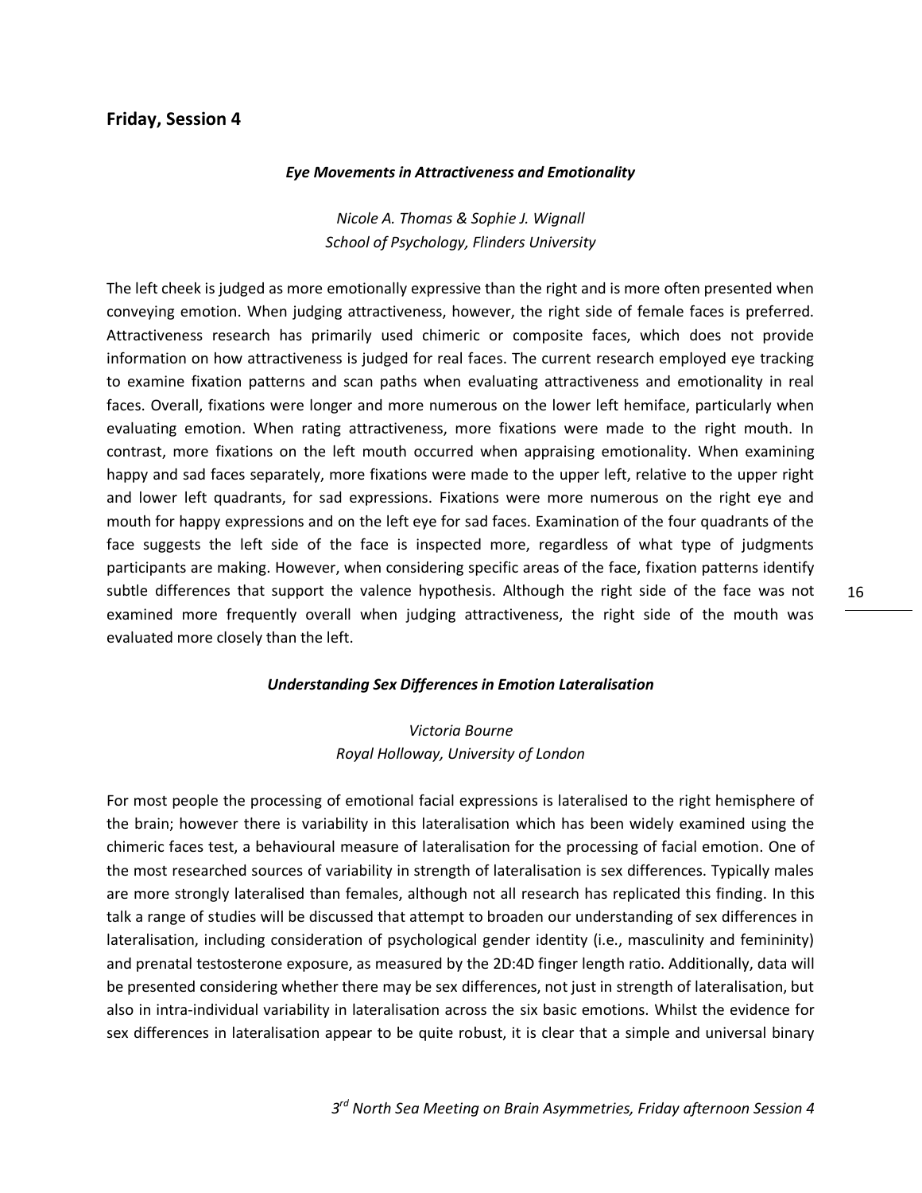## Friday, Session 4

### *Eye Movements in Attractiveness and Emotionality*

*Nicole A. Thomas & Sophie J. Wignall*
*School of Psychology, Flinders University*

The left cheek is judged as more emotionally expressive than the right and is more often presented when conveying emotion. When judging attractiveness, however, the right side of female faces is preferred. Attractiveness research has primarily used chimeric or composite faces, which does not provide information on how attractiveness is judged for real faces. The current research employed eye tracking to examine fixation patterns and scan paths when evaluating attractiveness and emotionality in real faces. Overall, fixations were longer and more numerous on the lower left hemiface, particularly when evaluating emotion. When rating attractiveness, more fixations were made to the right mouth. In contrast, more fixations on the left mouth occurred when appraising emotionality. When examining happy and sad faces separately, more fixations were made to the upper left, relative to the upper right and lower left quadrants, for sad expressions. Fixations were more numerous on the right eye and mouth for happy expressions and on the left eye for sad faces. Examination of the four quadrants of the face suggests the left side of the face is inspected more, regardless of what type of judgments participants are making. However, when considering specific areas of the face, fixation patterns identify subtle differences that support the valence hypothesis. Although the right side of the face was not examined more frequently overall when judging attractiveness, the right side of the mouth was evaluated more closely than the left.

### *Understanding Sex Differences in Emotion Lateralisation*

*Victoria Bourne*
*Royal Holloway, University of London*

For most people the processing of emotional facial expressions is lateralised to the right hemisphere of the brain; however there is variability in this lateralisation which has been widely examined using the chimeric faces test, a behavioural measure of lateralisation for the processing of facial emotion. One of the most researched sources of variability in strength of lateralisation is sex differences. Typically males are more strongly lateralised than females, although not all research has replicated this finding. In this talk a range of studies will be discussed that attempt to broaden our understanding of sex differences in lateralisation, including consideration of psychological gender identity (i.e., masculinity and femininity) and prenatal testosterone exposure, as measured by the 2D:4D finger length ratio. Additionally, data will be presented considering whether there may be sex differences, not just in strength of lateralisation, but also in intra-individual variability in lateralisation across the six basic emotions. Whilst the evidence for sex differences in lateralisation appear to be quite robust, it is clear that a simple and universal binary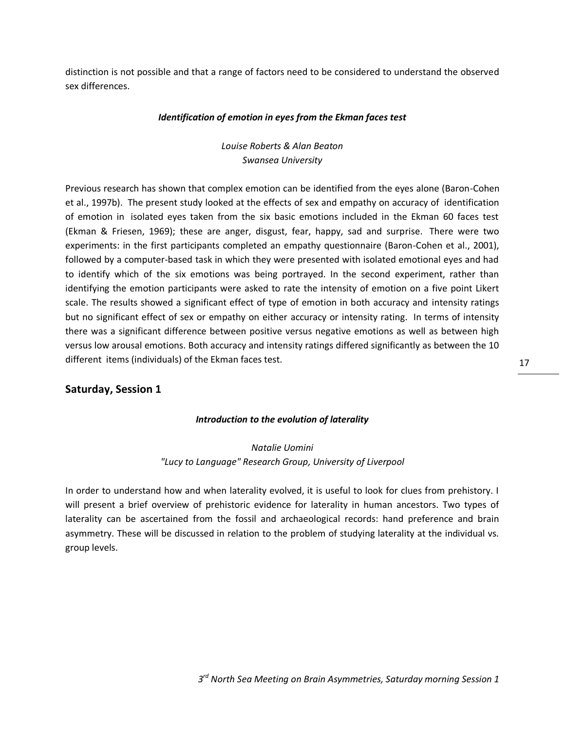distinction is not possible and that a range of factors need to be considered to understand the observed sex differences.

### *Identification of emotion in eyes from the Ekman faces test*

*Louise Roberts & Alan Beaton*
*Swansea University*

Previous research has shown that complex emotion can be identified from the eyes alone (Baron-Cohen et al., 1997b). The present study looked at the effects of sex and empathy on accuracy of identification of emotion in isolated eyes taken from the six basic emotions included in the Ekman 60 faces test (Ekman & Friesen, 1969); these are anger, disgust, fear, happy, sad and surprise. There were two experiments: in the first participants completed an empathy questionnaire (Baron-Cohen et al., 2001), followed by a computer-based task in which they were presented with isolated emotional eyes and had to identify which of the six emotions was being portrayed. In the second experiment, rather than identifying the emotion participants were asked to rate the intensity of emotion on a five point Likert scale. The results showed a significant effect of type of emotion in both accuracy and intensity ratings but no significant effect of sex or empathy on either accuracy or intensity rating. In terms of intensity there was a significant difference between positive versus negative emotions as well as between high versus low arousal emotions. Both accuracy and intensity ratings differed significantly as between the 10 different items (individuals) of the Ekman faces test.

## Saturday, Session 1

### *Introduction to the evolution of laterality*

*Natalie Uomini*
*"Lucy to Language" Research Group, University of Liverpool*

In order to understand how and when laterality evolved, it is useful to look for clues from prehistory. I will present a brief overview of prehistoric evidence for laterality in human ancestors. Two types of laterality can be ascertained from the fossil and archaeological records: hand preference and brain asymmetry. These will be discussed in relation to the problem of studying laterality at the individual vs. group levels.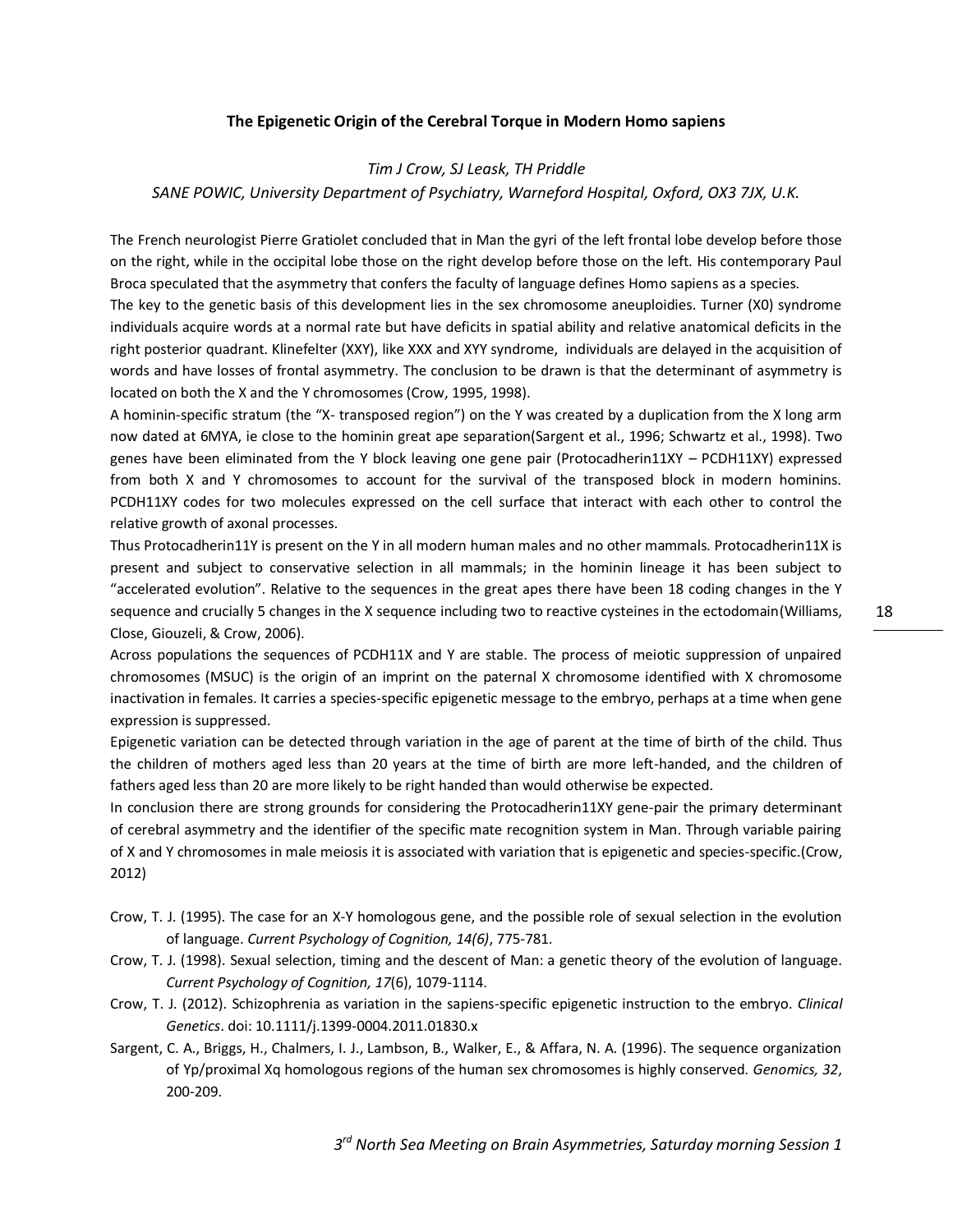## The Epigenetic Origin of the Cerebral Torque in Modern Homo sapiens

*Tim J Crow, SJ Leask, TH Priddle*

*SANE POWIC, University Department of Psychiatry, Warneford Hospital, Oxford, OX3 7JX, U.K.*

The French neurologist Pierre Gratiolet concluded that in Man the gyri of the left frontal lobe develop before those on the right, while in the occipital lobe those on the right develop before those on the left. His contemporary Paul Broca speculated that the asymmetry that confers the faculty of language defines Homo sapiens as a species.

The key to the genetic basis of this development lies in the sex chromosome aneuploidies. Turner (X0) syndrome individuals acquire words at a normal rate but have deficits in spatial ability and relative anatomical deficits in the right posterior quadrant. Klinefelter (XXY), like XXX and XYY syndrome, individuals are delayed in the acquisition of words and have losses of frontal asymmetry. The conclusion to be drawn is that the determinant of asymmetry is located on both the X and the Y chromosomes (Crow, 1995, 1998).

A hominin-specific stratum (the "X- transposed region") on the Y was created by a duplication from the X long arm now dated at 6MYA, ie close to the hominin great ape separation(Sargent et al., 1996; Schwartz et al., 1998). Two genes have been eliminated from the Y block leaving one gene pair (Protocadherin11XY – PCDH11XY) expressed from both X and Y chromosomes to account for the survival of the transposed block in modern hominins. PCDH11XY codes for two molecules expressed on the cell surface that interact with each other to control the relative growth of axonal processes.

Thus Protocadherin11Y is present on the Y in all modern human males and no other mammals. Protocadherin11X is present and subject to conservative selection in all mammals; in the hominin lineage it has been subject to "accelerated evolution". Relative to the sequences in the great apes there have been 18 coding changes in the Y sequence and crucially 5 changes in the X sequence including two to reactive cysteines in the ectodomain(Williams, Close, Giouzeli, & Crow, 2006).

Across populations the sequences of PCDH11X and Y are stable. The process of meiotic suppression of unpaired chromosomes (MSUC) is the origin of an imprint on the paternal X chromosome identified with X chromosome inactivation in females. It carries a species-specific epigenetic message to the embryo, perhaps at a time when gene expression is suppressed.

Epigenetic variation can be detected through variation in the age of parent at the time of birth of the child. Thus the children of mothers aged less than 20 years at the time of birth are more left-handed, and the children of fathers aged less than 20 are more likely to be right handed than would otherwise be expected.

In conclusion there are strong grounds for considering the Protocadherin11XY gene-pair the primary determinant of cerebral asymmetry and the identifier of the specific mate recognition system in Man. Through variable pairing of X and Y chromosomes in male meiosis it is associated with variation that is epigenetic and species-specific.(Crow, 2012)

Crow, T. J. (1995). The case for an X-Y homologous gene, and the possible role of sexual selection in the evolution of language. *Current Psychology of Cognition, 14(6)*, 775-781.

Crow, T. J. (1998). Sexual selection, timing and the descent of Man: a genetic theory of the evolution of language. *Current Psychology of Cognition, 17*(6), 1079-1114.

Crow, T. J. (2012). Schizophrenia as variation in the sapiens-specific epigenetic instruction to the embryo. *Clinical Genetics*. doi: 10.1111/j.1399-0004.2011.01830.x

Sargent, C. A., Briggs, H., Chalmers, I. J., Lambson, B., Walker, E., & Affara, N. A. (1996). The sequence organization of Yp/proximal Xq homologous regions of the human sex chromosomes is highly conserved. *Genomics, 32*, 200-209.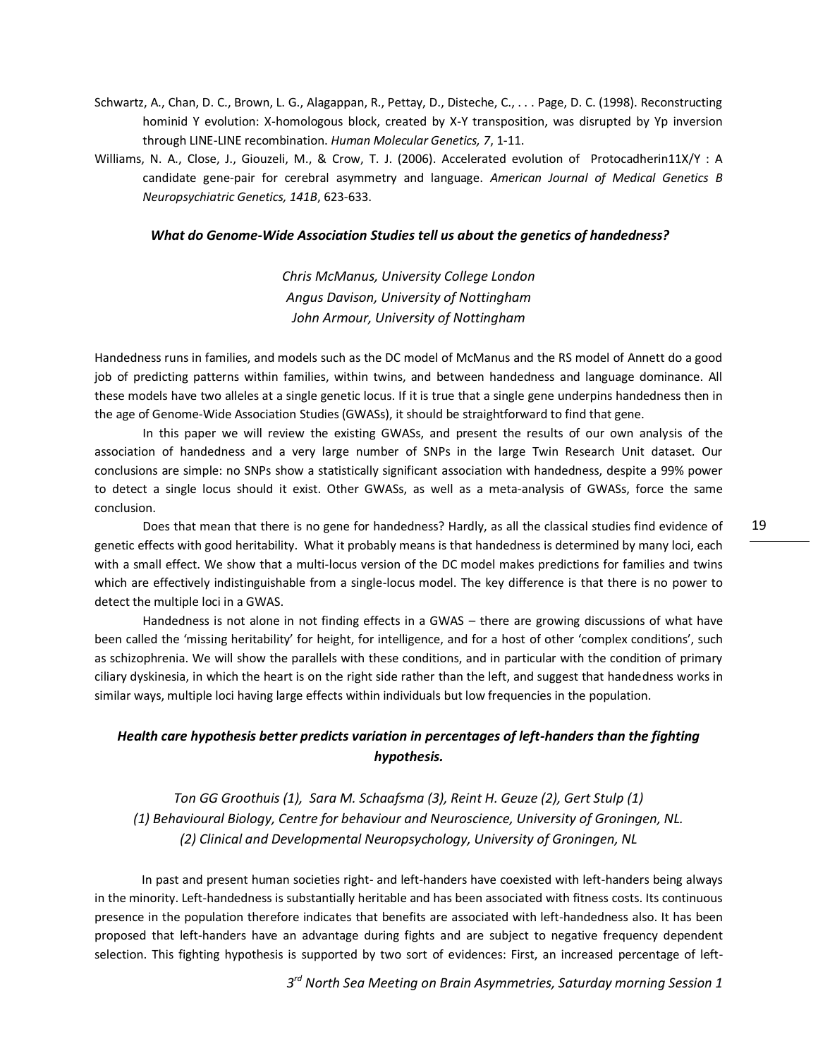Schwartz, A., Chan, D. C., Brown, L. G., Alagappan, R., Pettay, D., Disteche, C., . . . Page, D. C. (1998). Reconstructing hominid Y evolution: X-homologous block, created by X-Y transposition, was disrupted by Yp inversion through LINE-LINE recombination. *Human Molecular Genetics, 7*, 1-11.

Williams, N. A., Close, J., Giouzeli, M., & Crow, T. J. (2006). Accelerated evolution of Protocadherin11X/Y : A candidate gene-pair for cerebral asymmetry and language. *American Journal of Medical Genetics B Neuropsychiatric Genetics, 141B*, 623-633.

### *What do Genome-Wide Association Studies tell us about the genetics of handedness?*

*Chris McManus, University College London*
*Angus Davison, University of Nottingham*
*John Armour, University of Nottingham*

Handedness runs in families, and models such as the DC model of McManus and the RS model of Annett do a good job of predicting patterns within families, within twins, and between handedness and language dominance. All these models have two alleles at a single genetic locus. If it is true that a single gene underpins handedness then in the age of Genome-Wide Association Studies (GWASs), it should be straightforward to find that gene.

In this paper we will review the existing GWASs, and present the results of our own analysis of the association of handedness and a very large number of SNPs in the large Twin Research Unit dataset. Our conclusions are simple: no SNPs show a statistically significant association with handedness, despite a 99% power to detect a single locus should it exist. Other GWASs, as well as a meta-analysis of GWASs, force the same conclusion.

Does that mean that there is no gene for handedness? Hardly, as all the classical studies find evidence of genetic effects with good heritability. What it probably means is that handedness is determined by many loci, each with a small effect. We show that a multi-locus version of the DC model makes predictions for families and twins which are effectively indistinguishable from a single-locus model. The key difference is that there is no power to detect the multiple loci in a GWAS.

Handedness is not alone in not finding effects in a GWAS – there are growing discussions of what have been called the 'missing heritability' for height, for intelligence, and for a host of other 'complex conditions', such as schizophrenia. We will show the parallels with these conditions, and in particular with the condition of primary ciliary dyskinesia, in which the heart is on the right side rather than the left, and suggest that handedness works in similar ways, multiple loci having large effects within individuals but low frequencies in the population.

### *Health care hypothesis better predicts variation in percentages of left-handers than the fighting hypothesis.*

*Ton GG Groothuis (1), Sara M. Schaafsma (3), Reint H. Geuze (2), Gert Stulp (1)*
*(1) Behavioural Biology, Centre for behaviour and Neuroscience, University of Groningen, NL.*
*(2) Clinical and Developmental Neuropsychology, University of Groningen, NL*

In past and present human societies right- and left-handers have coexisted with left-handers being always in the minority. Left-handedness is substantially heritable and has been associated with fitness costs. Its continuous presence in the population therefore indicates that benefits are associated with left-handedness also. It has been proposed that left-handers have an advantage during fights and are subject to negative frequency dependent selection. This fighting hypothesis is supported by two sort of evidences: First, an increased percentage of left-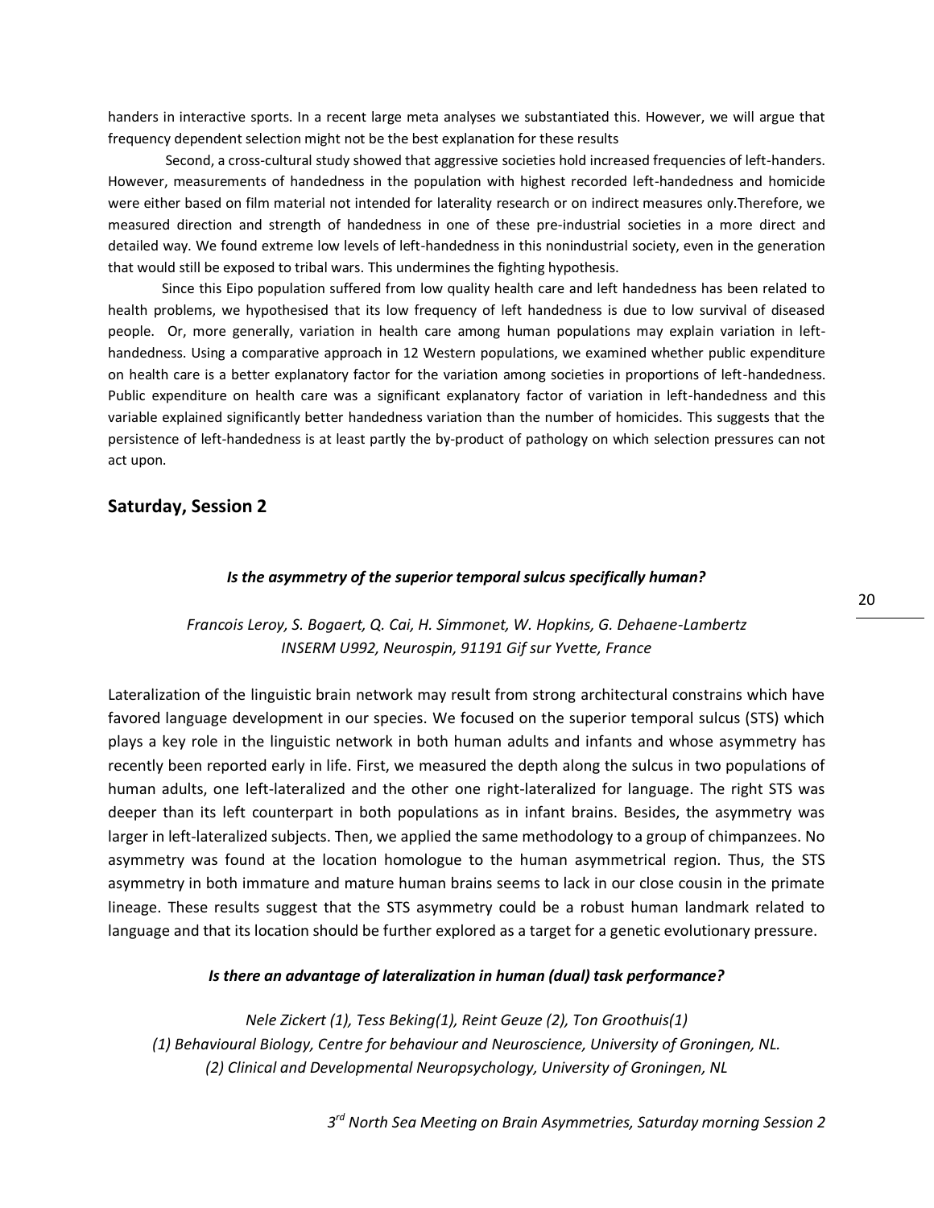handers in interactive sports. In a recent large meta analyses we substantiated this. However, we will argue that frequency dependent selection might not be the best explanation for these results

Second, a cross-cultural study showed that aggressive societies hold increased frequencies of left-handers. However, measurements of handedness in the population with highest recorded left-handedness and homicide were either based on film material not intended for laterality research or on indirect measures only.Therefore, we measured direction and strength of handedness in one of these pre-industrial societies in a more direct and detailed way. We found extreme low levels of left-handedness in this nonindustrial society, even in the generation that would still be exposed to tribal wars. This undermines the fighting hypothesis.

Since this Eipo population suffered from low quality health care and left handedness has been related to health problems, we hypothesised that its low frequency of left handedness is due to low survival of diseased people. Or, more generally, variation in health care among human populations may explain variation in left-handedness. Using a comparative approach in 12 Western populations, we examined whether public expenditure on health care is a better explanatory factor for the variation among societies in proportions of left-handedness. Public expenditure on health care was a significant explanatory factor of variation in left-handedness and this variable explained significantly better handedness variation than the number of homicides. This suggests that the persistence of left-handedness is at least partly the by-product of pathology on which selection pressures can not act upon.

## Saturday, Session 2

### *Is the asymmetry of the superior temporal sulcus specifically human?*

*Francois Leroy, S. Bogaert, Q. Cai, H. Simmonet, W. Hopkins, G. Dehaene-Lambertz*
*INSERM U992, Neurospin, 91191 Gif sur Yvette, France*

Lateralization of the linguistic brain network may result from strong architectural constrains which have favored language development in our species. We focused on the superior temporal sulcus (STS) which plays a key role in the linguistic network in both human adults and infants and whose asymmetry has recently been reported early in life. First, we measured the depth along the sulcus in two populations of human adults, one left-lateralized and the other one right-lateralized for language. The right STS was deeper than its left counterpart in both populations as in infant brains. Besides, the asymmetry was larger in left-lateralized subjects. Then, we applied the same methodology to a group of chimpanzees. No asymmetry was found at the location homologue to the human asymmetrical region. Thus, the STS asymmetry in both immature and mature human brains seems to lack in our close cousin in the primate lineage. These results suggest that the STS asymmetry could be a robust human landmark related to language and that its location should be further explored as a target for a genetic evolutionary pressure.

### *Is there an advantage of lateralization in human (dual) task performance?*

*Nele Zickert (1), Tess Beking(1), Reint Geuze (2), Ton Groothuis(1)*
*(1) Behavioural Biology, Centre for behaviour and Neuroscience, University of Groningen, NL.*
*(2) Clinical and Developmental Neuropsychology, University of Groningen, NL*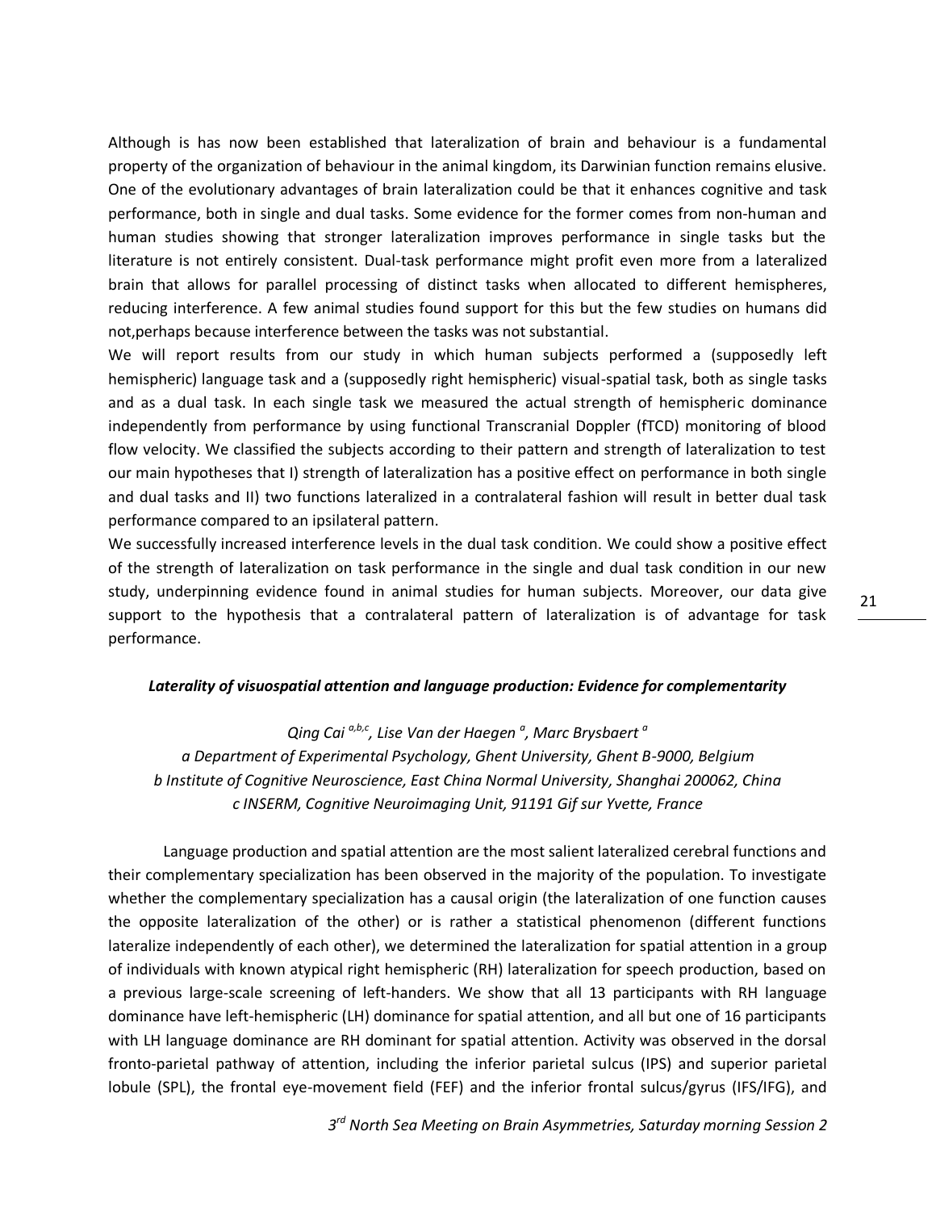Although is has now been established that lateralization of brain and behaviour is a fundamental property of the organization of behaviour in the animal kingdom, its Darwinian function remains elusive. One of the evolutionary advantages of brain lateralization could be that it enhances cognitive and task performance, both in single and dual tasks. Some evidence for the former comes from non-human and human studies showing that stronger lateralization improves performance in single tasks but the literature is not entirely consistent. Dual-task performance might profit even more from a lateralized brain that allows for parallel processing of distinct tasks when allocated to different hemispheres, reducing interference. A few animal studies found support for this but the few studies on humans did not,perhaps because interference between the tasks was not substantial.

We will report results from our study in which human subjects performed a (supposedly left hemispheric) language task and a (supposedly right hemispheric) visual-spatial task, both as single tasks and as a dual task. In each single task we measured the actual strength of hemispheric dominance independently from performance by using functional Transcranial Doppler (fTCD) monitoring of blood flow velocity. We classified the subjects according to their pattern and strength of lateralization to test our main hypotheses that I) strength of lateralization has a positive effect on performance in both single and dual tasks and II) two functions lateralized in a contralateral fashion will result in better dual task performance compared to an ipsilateral pattern.

We successfully increased interference levels in the dual task condition. We could show a positive effect of the strength of lateralization on task performance in the single and dual task condition in our new study, underpinning evidence found in animal studies for human subjects. Moreover, our data give support to the hypothesis that a contralateral pattern of lateralization is of advantage for task performance.

***Laterality of visuospatial attention and language production: Evidence for complementarity***

*Qing Cai [a,b,c], Lise Van der Haegen [a], Marc Brysbaert [a]*

*a Department of Experimental Psychology, Ghent University, Ghent B-9000, Belgium*

*b Institute of Cognitive Neuroscience, East China Normal University, Shanghai 200062, China*

*c INSERM, Cognitive Neuroimaging Unit, 91191 Gif sur Yvette, France*

Language production and spatial attention are the most salient lateralized cerebral functions and their complementary specialization has been observed in the majority of the population. To investigate whether the complementary specialization has a causal origin (the lateralization of one function causes the opposite lateralization of the other) or is rather a statistical phenomenon (different functions lateralize independently of each other), we determined the lateralization for spatial attention in a group of individuals with known atypical right hemispheric (RH) lateralization for speech production, based on a previous large-scale screening of left-handers. We show that all 13 participants with RH language dominance have left-hemispheric (LH) dominance for spatial attention, and all but one of 16 participants with LH language dominance are RH dominant for spatial attention. Activity was observed in the dorsal fronto-parietal pathway of attention, including the inferior parietal sulcus (IPS) and superior parietal lobule (SPL), the frontal eye-movement field (FEF) and the inferior frontal sulcus/gyrus (IFS/IFG), and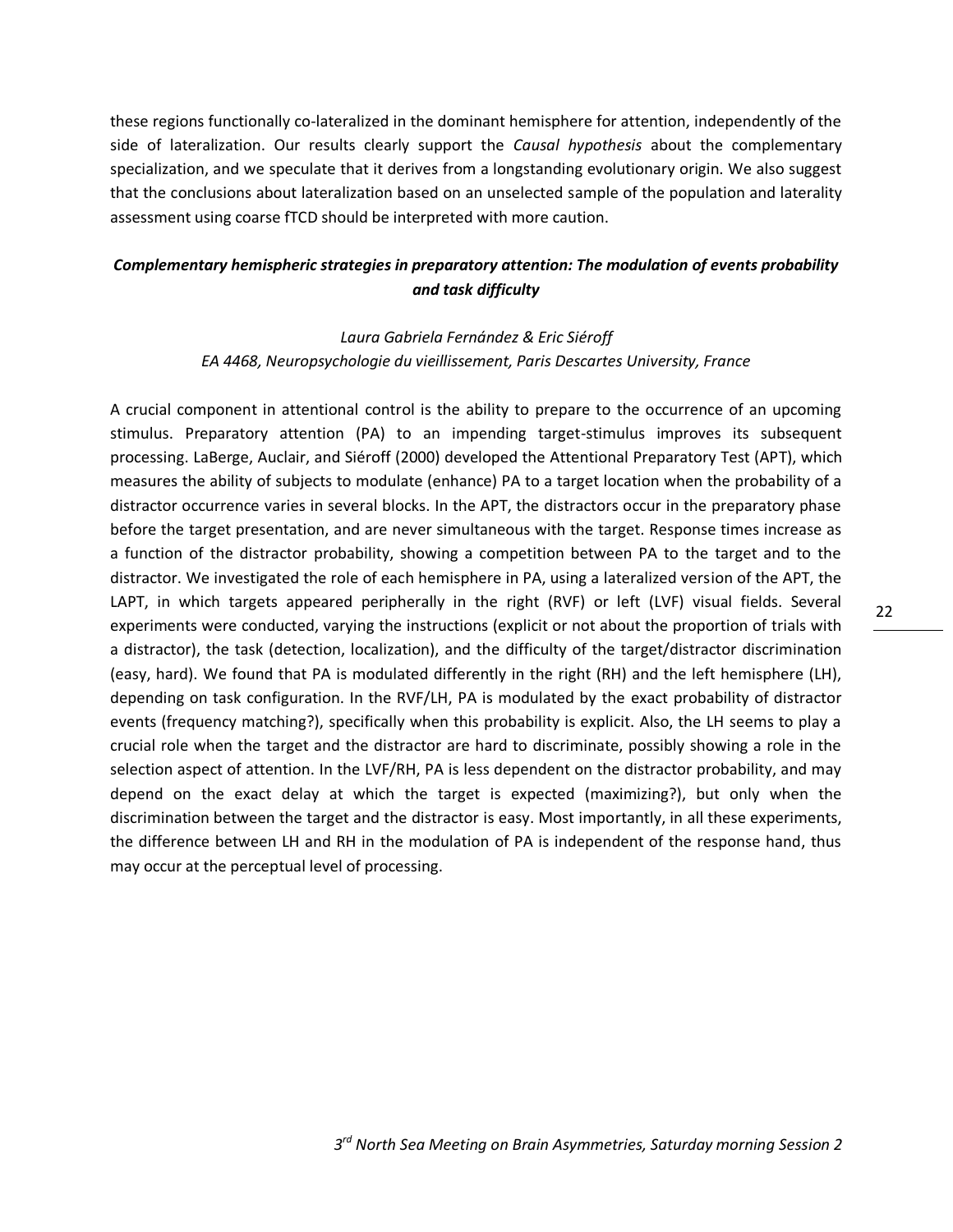these regions functionally co-lateralized in the dominant hemisphere for attention, independently of the side of lateralization. Our results clearly support the *Causal hypothesis* about the complementary specialization, and we speculate that it derives from a longstanding evolutionary origin. We also suggest that the conclusions about lateralization based on an unselected sample of the population and laterality assessment using coarse fTCD should be interpreted with more caution.

### ***Complementary hemispheric strategies in preparatory attention: The modulation of events probability and task difficulty***

*Laura Gabriela Fernández & Eric Siéroff*
*EA 4468, Neuropsychologie du vieillissement, Paris Descartes University, France*

A crucial component in attentional control is the ability to prepare to the occurrence of an upcoming stimulus. Preparatory attention (PA) to an impending target-stimulus improves its subsequent processing. LaBerge, Auclair, and Siéroff (2000) developed the Attentional Preparatory Test (APT), which measures the ability of subjects to modulate (enhance) PA to a target location when the probability of a distractor occurrence varies in several blocks. In the APT, the distractors occur in the preparatory phase before the target presentation, and are never simultaneous with the target. Response times increase as a function of the distractor probability, showing a competition between PA to the target and to the distractor. We investigated the role of each hemisphere in PA, using a lateralized version of the APT, the LAPT, in which targets appeared peripherally in the right (RVF) or left (LVF) visual fields. Several experiments were conducted, varying the instructions (explicit or not about the proportion of trials with a distractor), the task (detection, localization), and the difficulty of the target/distractor discrimination (easy, hard). We found that PA is modulated differently in the right (RH) and the left hemisphere (LH), depending on task configuration. In the RVF/LH, PA is modulated by the exact probability of distractor events (frequency matching?), specifically when this probability is explicit. Also, the LH seems to play a crucial role when the target and the distractor are hard to discriminate, possibly showing a role in the selection aspect of attention. In the LVF/RH, PA is less dependent on the distractor probability, and may depend on the exact delay at which the target is expected (maximizing?), but only when the discrimination between the target and the distractor is easy. Most importantly, in all these experiments, the difference between LH and RH in the modulation of PA is independent of the response hand, thus may occur at the perceptual level of processing.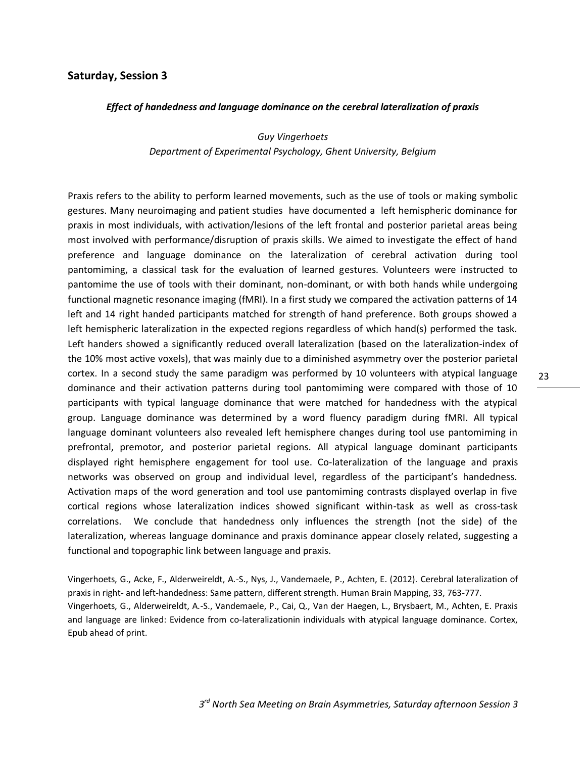## Saturday, Session 3

### *Effect of handedness and language dominance on the cerebral lateralization of praxis*

*Guy Vingerhoets*
*Department of Experimental Psychology, Ghent University, Belgium*

Praxis refers to the ability to perform learned movements, such as the use of tools or making symbolic gestures. Many neuroimaging and patient studies have documented a left hemispheric dominance for praxis in most individuals, with activation/lesions of the left frontal and posterior parietal areas being most involved with performance/disruption of praxis skills. We aimed to investigate the effect of hand preference and language dominance on the lateralization of cerebral activation during tool pantomiming, a classical task for the evaluation of learned gestures. Volunteers were instructed to pantomime the use of tools with their dominant, non-dominant, or with both hands while undergoing functional magnetic resonance imaging (fMRI). In a first study we compared the activation patterns of 14 left and 14 right handed participants matched for strength of hand preference. Both groups showed a left hemispheric lateralization in the expected regions regardless of which hand(s) performed the task. Left handers showed a significantly reduced overall lateralization (based on the lateralization-index of the 10% most active voxels), that was mainly due to a diminished asymmetry over the posterior parietal cortex. In a second study the same paradigm was performed by 10 volunteers with atypical language dominance and their activation patterns during tool pantomiming were compared with those of 10 participants with typical language dominance that were matched for handedness with the atypical group. Language dominance was determined by a word fluency paradigm during fMRI. All typical language dominant volunteers also revealed left hemisphere changes during tool use pantomiming in prefrontal, premotor, and posterior parietal regions. All atypical language dominant participants displayed right hemisphere engagement for tool use. Co-lateralization of the language and praxis networks was observed on group and individual level, regardless of the participant's handedness. Activation maps of the word generation and tool use pantomiming contrasts displayed overlap in five cortical regions whose lateralization indices showed significant within-task as well as cross-task correlations. We conclude that handedness only influences the strength (not the side) of the lateralization, whereas language dominance and praxis dominance appear closely related, suggesting a functional and topographic link between language and praxis.

Vingerhoets, G., Acke, F., Alderweireldt, A.-S., Nys, J., Vandemaele, P., Achten, E. (2012). Cerebral lateralization of praxis in right- and left-handedness: Same pattern, different strength. Human Brain Mapping, 33, 763-777.
Vingerhoets, G., Alderweireldt, A.-S., Vandemaele, P., Cai, Q., Van der Haegen, L., Brysbaert, M., Achten, E. Praxis and language are linked: Evidence from co-lateralizationin individuals with atypical language dominance. Cortex, Epub ahead of print.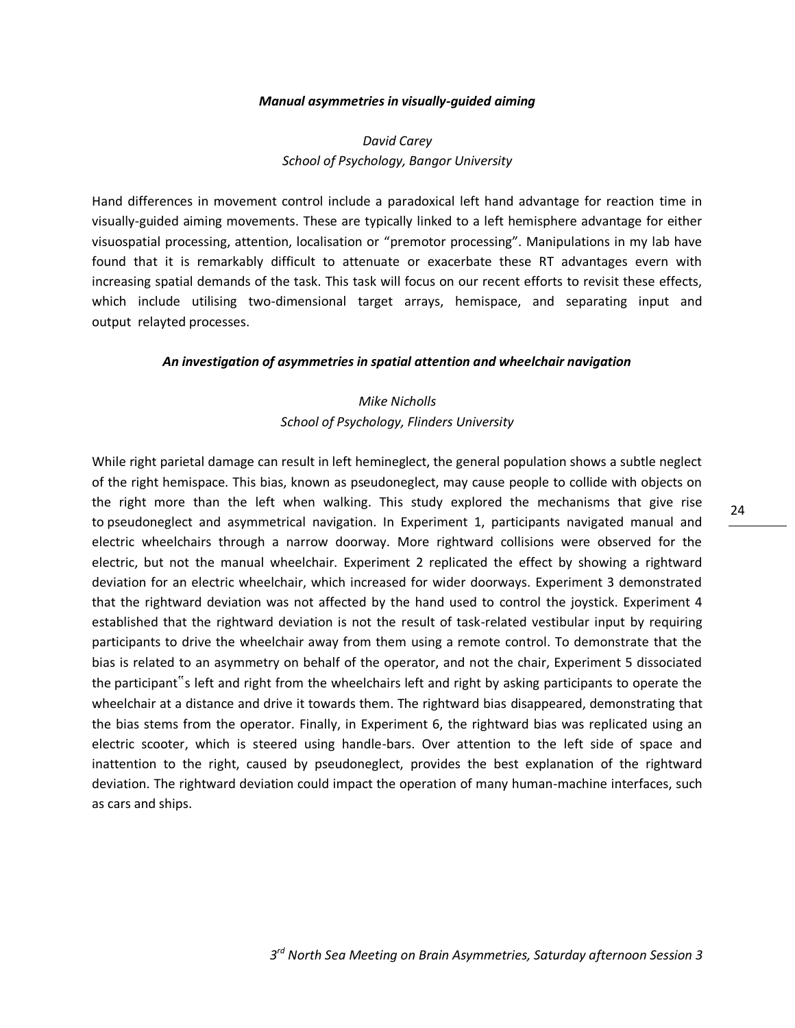### *Manual asymmetries in visually-guided aiming*

*David Carey*
*School of Psychology, Bangor University*

Hand differences in movement control include a paradoxical left hand advantage for reaction time in visually-guided aiming movements. These are typically linked to a left hemisphere advantage for either visuospatial processing, attention, localisation or "premotor processing". Manipulations in my lab have found that it is remarkably difficult to attenuate or exacerbate these RT advantages evern with increasing spatial demands of the task. This task will focus on our recent efforts to revisit these effects, which include utilising two-dimensional target arrays, hemispace, and separating input and output relayted processes.

### *An investigation of asymmetries in spatial attention and wheelchair navigation*

*Mike Nicholls*
*School of Psychology, Flinders University*

While right parietal damage can result in left hemineglect, the general population shows a subtle neglect of the right hemispace. This bias, known as pseudoneglect, may cause people to collide with objects on the right more than the left when walking. This study explored the mechanisms that give rise to pseudoneglect and asymmetrical navigation. In Experiment 1, participants navigated manual and electric wheelchairs through a narrow doorway. More rightward collisions were observed for the electric, but not the manual wheelchair. Experiment 2 replicated the effect by showing a rightward deviation for an electric wheelchair, which increased for wider doorways. Experiment 3 demonstrated that the rightward deviation was not affected by the hand used to control the joystick. Experiment 4 established that the rightward deviation is not the result of task-related vestibular input by requiring participants to drive the wheelchair away from them using a remote control. To demonstrate that the bias is related to an asymmetry on behalf of the operator, and not the chair, Experiment 5 dissociated the participant"s left and right from the wheelchairs left and right by asking participants to operate the wheelchair at a distance and drive it towards them. The rightward bias disappeared, demonstrating that the bias stems from the operator. Finally, in Experiment 6, the rightward bias was replicated using an electric scooter, which is steered using handle-bars. Over attention to the left side of space and inattention to the right, caused by pseudoneglect, provides the best explanation of the rightward deviation. The rightward deviation could impact the operation of many human-machine interfaces, such as cars and ships.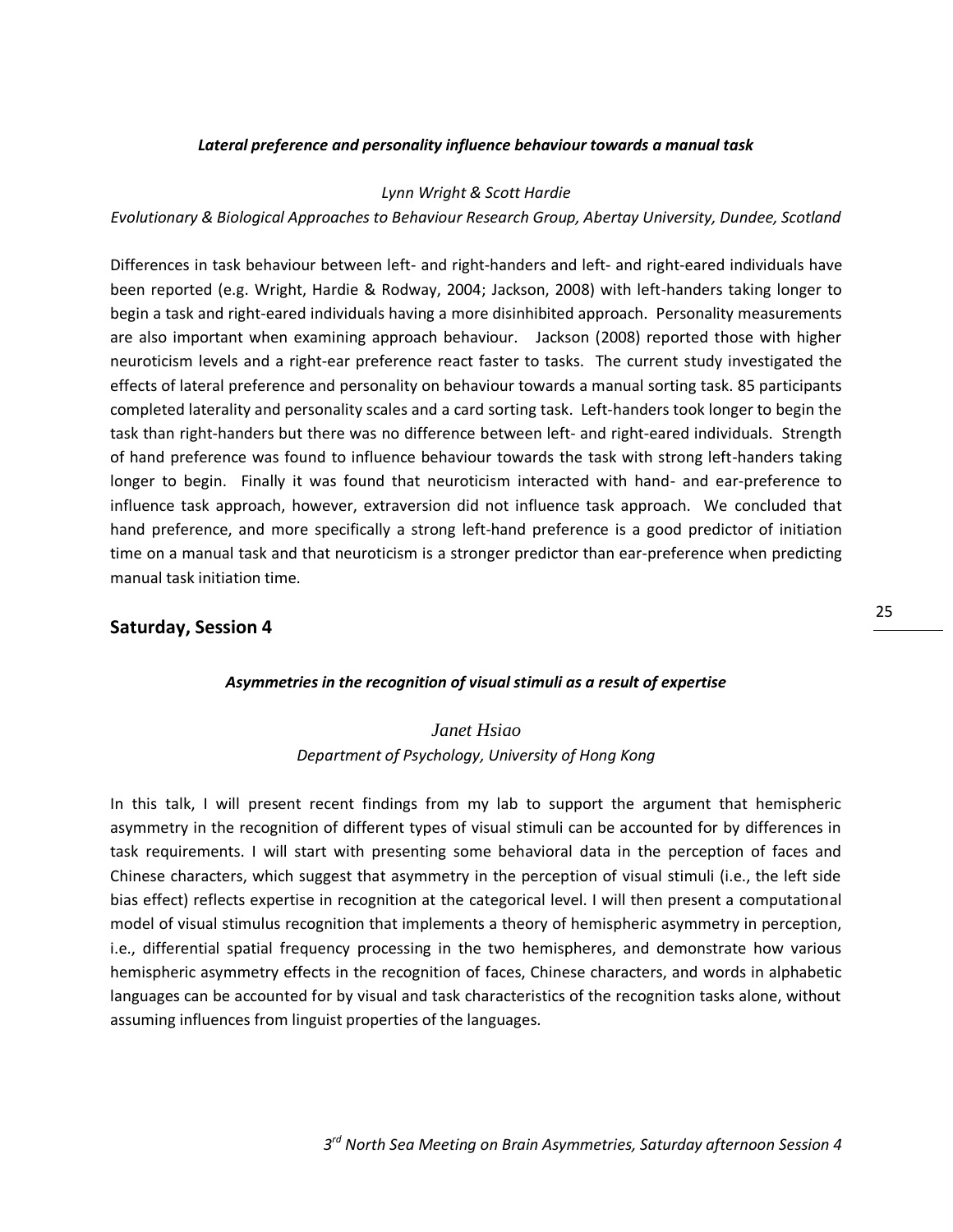### *Lateral preference and personality influence behaviour towards a manual task*

*Lynn Wright & Scott Hardie*

*Evolutionary & Biological Approaches to Behaviour Research Group, Abertay University, Dundee, Scotland*

Differences in task behaviour between left- and right-handers and left- and right-eared individuals have been reported (e.g. Wright, Hardie & Rodway, 2004; Jackson, 2008) with left-handers taking longer to begin a task and right-eared individuals having a more disinhibited approach. Personality measurements are also important when examining approach behaviour. Jackson (2008) reported those with higher neuroticism levels and a right-ear preference react faster to tasks. The current study investigated the effects of lateral preference and personality on behaviour towards a manual sorting task. 85 participants completed laterality and personality scales and a card sorting task. Left-handers took longer to begin the task than right-handers but there was no difference between left- and right-eared individuals. Strength of hand preference was found to influence behaviour towards the task with strong left-handers taking longer to begin. Finally it was found that neuroticism interacted with hand- and ear-preference to influence task approach, however, extraversion did not influence task approach. We concluded that hand preference, and more specifically a strong left-hand preference is a good predictor of initiation time on a manual task and that neuroticism is a stronger predictor than ear-preference when predicting manual task initiation time.

## Saturday, Session 4

### *Asymmetries in the recognition of visual stimuli as a result of expertise*

*Janet Hsiao*

*Department of Psychology, University of Hong Kong*

In this talk, I will present recent findings from my lab to support the argument that hemispheric asymmetry in the recognition of different types of visual stimuli can be accounted for by differences in task requirements. I will start with presenting some behavioral data in the perception of faces and Chinese characters, which suggest that asymmetry in the perception of visual stimuli (i.e., the left side bias effect) reflects expertise in recognition at the categorical level. I will then present a computational model of visual stimulus recognition that implements a theory of hemispheric asymmetry in perception, i.e., differential spatial frequency processing in the two hemispheres, and demonstrate how various hemispheric asymmetry effects in the recognition of faces, Chinese characters, and words in alphabetic languages can be accounted for by visual and task characteristics of the recognition tasks alone, without assuming influences from linguist properties of the languages.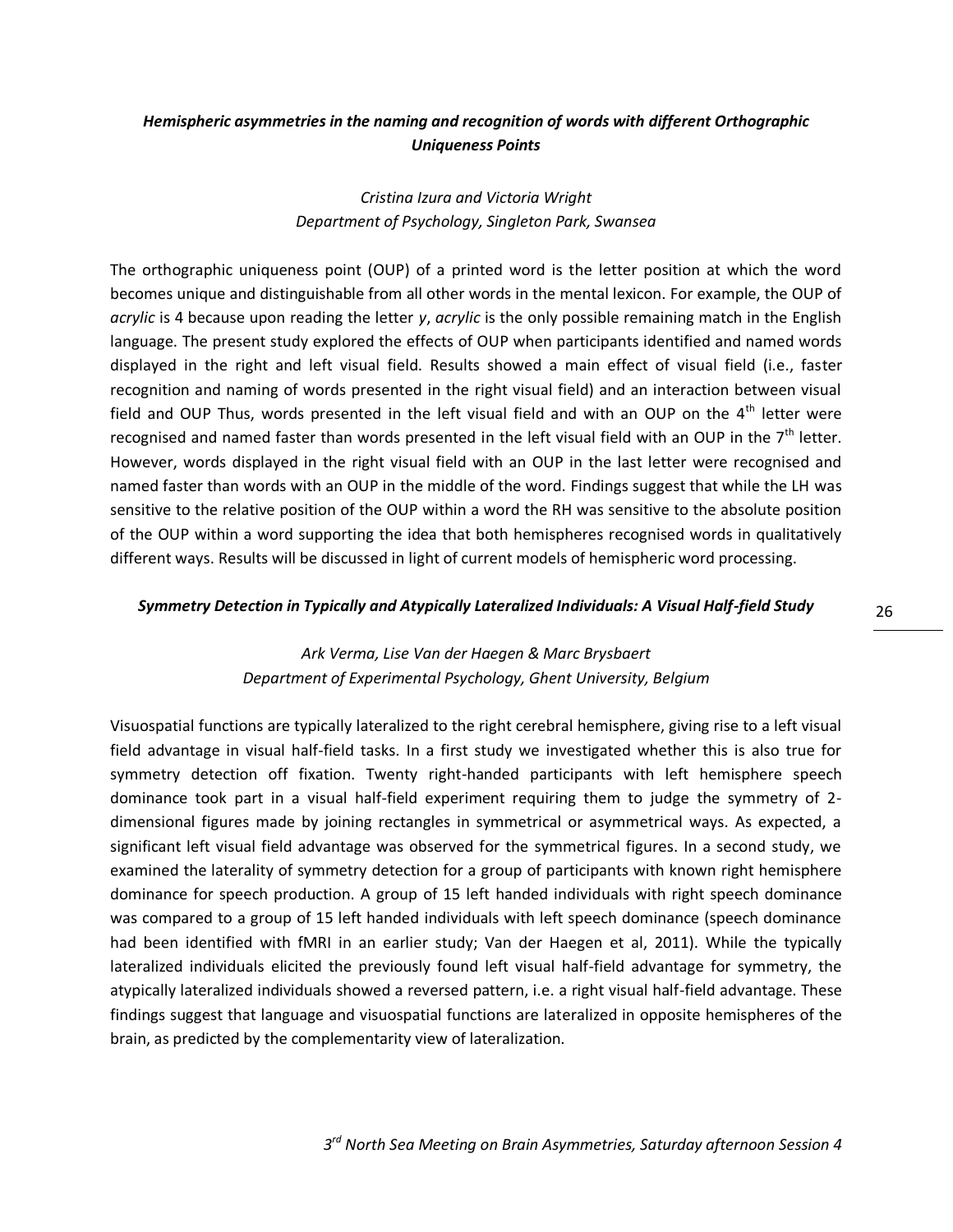### *Hemispheric asymmetries in the naming and recognition of words with different Orthographic Uniqueness Points*

*Cristina Izura and Victoria Wright*
*Department of Psychology, Singleton Park, Swansea*

The orthographic uniqueness point (OUP) of a printed word is the letter position at which the word becomes unique and distinguishable from all other words in the mental lexicon. For example, the OUP of *acrylic* is 4 because upon reading the letter *y*, *acrylic* is the only possible remaining match in the English language. The present study explored the effects of OUP when participants identified and named words displayed in the right and left visual field. Results showed a main effect of visual field (i.e., faster recognition and naming of words presented in the right visual field) and an interaction between visual field and OUP Thus, words presented in the left visual field and with an OUP on the 4th letter were recognised and named faster than words presented in the left visual field with an OUP in the 7th letter. However, words displayed in the right visual field with an OUP in the last letter were recognised and named faster than words with an OUP in the middle of the word. Findings suggest that while the LH was sensitive to the relative position of the OUP within a word the RH was sensitive to the absolute position of the OUP within a word supporting the idea that both hemispheres recognised words in qualitatively different ways. Results will be discussed in light of current models of hemispheric word processing.

### *Symmetry Detection in Typically and Atypically Lateralized Individuals: A Visual Half-field Study*

*Ark Verma, Lise Van der Haegen & Marc Brysbaert*
*Department of Experimental Psychology, Ghent University, Belgium*

Visuospatial functions are typically lateralized to the right cerebral hemisphere, giving rise to a left visual field advantage in visual half-field tasks. In a first study we investigated whether this is also true for symmetry detection off fixation. Twenty right-handed participants with left hemisphere speech dominance took part in a visual half-field experiment requiring them to judge the symmetry of 2-dimensional figures made by joining rectangles in symmetrical or asymmetrical ways. As expected, a significant left visual field advantage was observed for the symmetrical figures. In a second study, we examined the laterality of symmetry detection for a group of participants with known right hemisphere dominance for speech production. A group of 15 left handed individuals with right speech dominance was compared to a group of 15 left handed individuals with left speech dominance (speech dominance had been identified with fMRI in an earlier study; Van der Haegen et al, 2011). While the typically lateralized individuals elicited the previously found left visual half-field advantage for symmetry, the atypically lateralized individuals showed a reversed pattern, i.e. a right visual half-field advantage. These findings suggest that language and visuospatial functions are lateralized in opposite hemispheres of the brain, as predicted by the complementarity view of lateralization.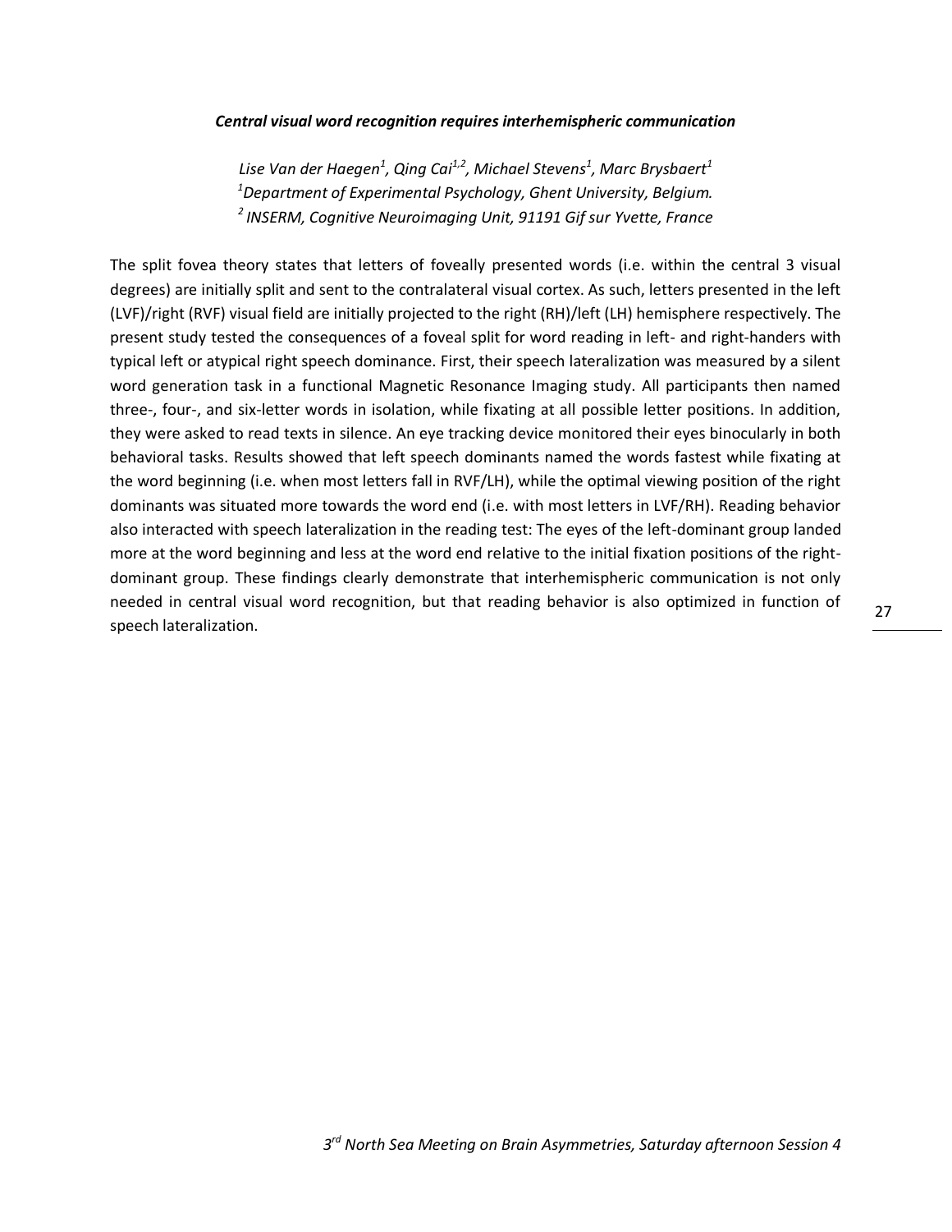### *Central visual word recognition requires interhemispheric communication*

*Lise Van der Haegen[1], Qing Cai[1,2], Michael Stevens[1], Marc Brysbaert[1]*
*[1]Department of Experimental Psychology, Ghent University, Belgium.*
*[2] INSERM, Cognitive Neuroimaging Unit, 91191 Gif sur Yvette, France*

The split fovea theory states that letters of foveally presented words (i.e. within the central 3 visual degrees) are initially split and sent to the contralateral visual cortex. As such, letters presented in the left (LVF)/right (RVF) visual field are initially projected to the right (RH)/left (LH) hemisphere respectively. The present study tested the consequences of a foveal split for word reading in left- and right-handers with typical left or atypical right speech dominance. First, their speech lateralization was measured by a silent word generation task in a functional Magnetic Resonance Imaging study. All participants then named three-, four-, and six-letter words in isolation, while fixating at all possible letter positions. In addition, they were asked to read texts in silence. An eye tracking device monitored their eyes binocularly in both behavioral tasks. Results showed that left speech dominants named the words fastest while fixating at the word beginning (i.e. when most letters fall in RVF/LH), while the optimal viewing position of the right dominants was situated more towards the word end (i.e. with most letters in LVF/RH). Reading behavior also interacted with speech lateralization in the reading test: The eyes of the left-dominant group landed more at the word beginning and less at the word end relative to the initial fixation positions of the right-dominant group. These findings clearly demonstrate that interhemispheric communication is not only needed in central visual word recognition, but that reading behavior is also optimized in function of speech lateralization.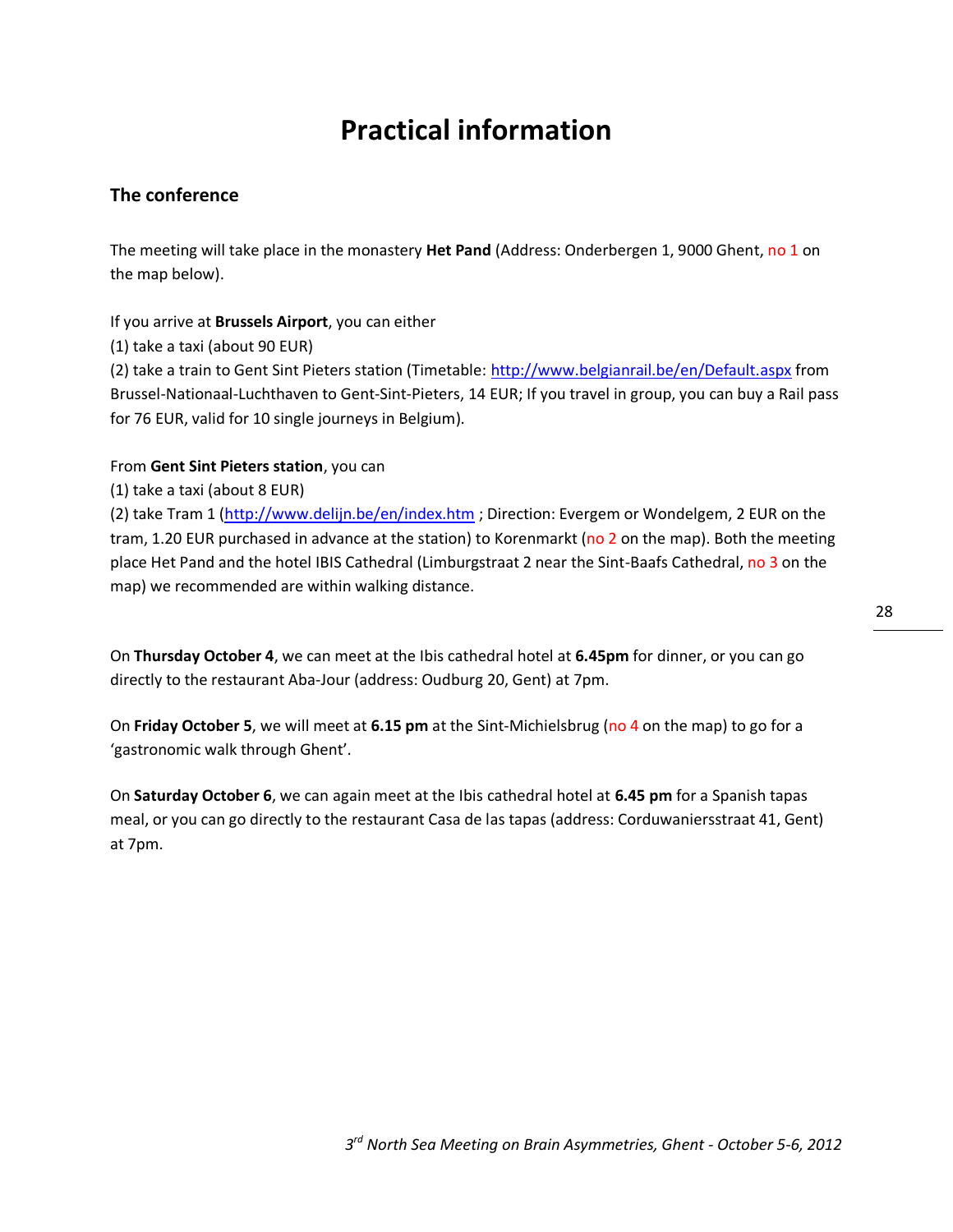# Practical information

## The conference

The meeting will take place in the monastery **Het Pand** (Address: Onderbergen 1, 9000 Ghent, no 1 on the map below).

If you arrive at **Brussels Airport**, you can either
(1) take a taxi (about 90 EUR)
(2) take a train to Gent Sint Pieters station (Timetable: [http://www.belgianrail.be/en/Default.aspx](http://www.belgianrail.be/en/Default.aspx) from Brussel-Nationaal-Luchthaven to Gent-Sint-Pieters, 14 EUR; If you travel in group, you can buy a Rail pass for 76 EUR, valid for 10 single journeys in Belgium).

From **Gent Sint Pieters station**, you can
(1) take a taxi (about 8 EUR)
(2) take Tram 1 ([http://www.delijn.be/en/index.htm](http://www.delijn.be/en/index.htm) ; Direction: Evergem or Wondelgem, 2 EUR on the tram, 1.20 EUR purchased in advance at the station) to Korenmarkt (no 2 on the map). Both the meeting place Het Pand and the hotel IBIS Cathedral (Limburgstraat 2 near the Sint-Baafs Cathedral, no 3 on the map) we recommended are within walking distance.

On **Thursday October 4**, we can meet at the Ibis cathedral hotel at **6.45pm** for dinner, or you can go directly to the restaurant Aba-Jour (address: Oudburg 20, Gent) at 7pm.

On **Friday October 5**, we will meet at **6.15 pm** at the Sint-Michielsbrug (no 4 on the map) to go for a 'gastronomic walk through Ghent'.

On **Saturday October 6**, we can again meet at the Ibis cathedral hotel at **6.45 pm** for a Spanish tapas meal, or you can go directly to the restaurant Casa de las tapas (address: Corduwaniersstraat 41, Gent) at 7pm.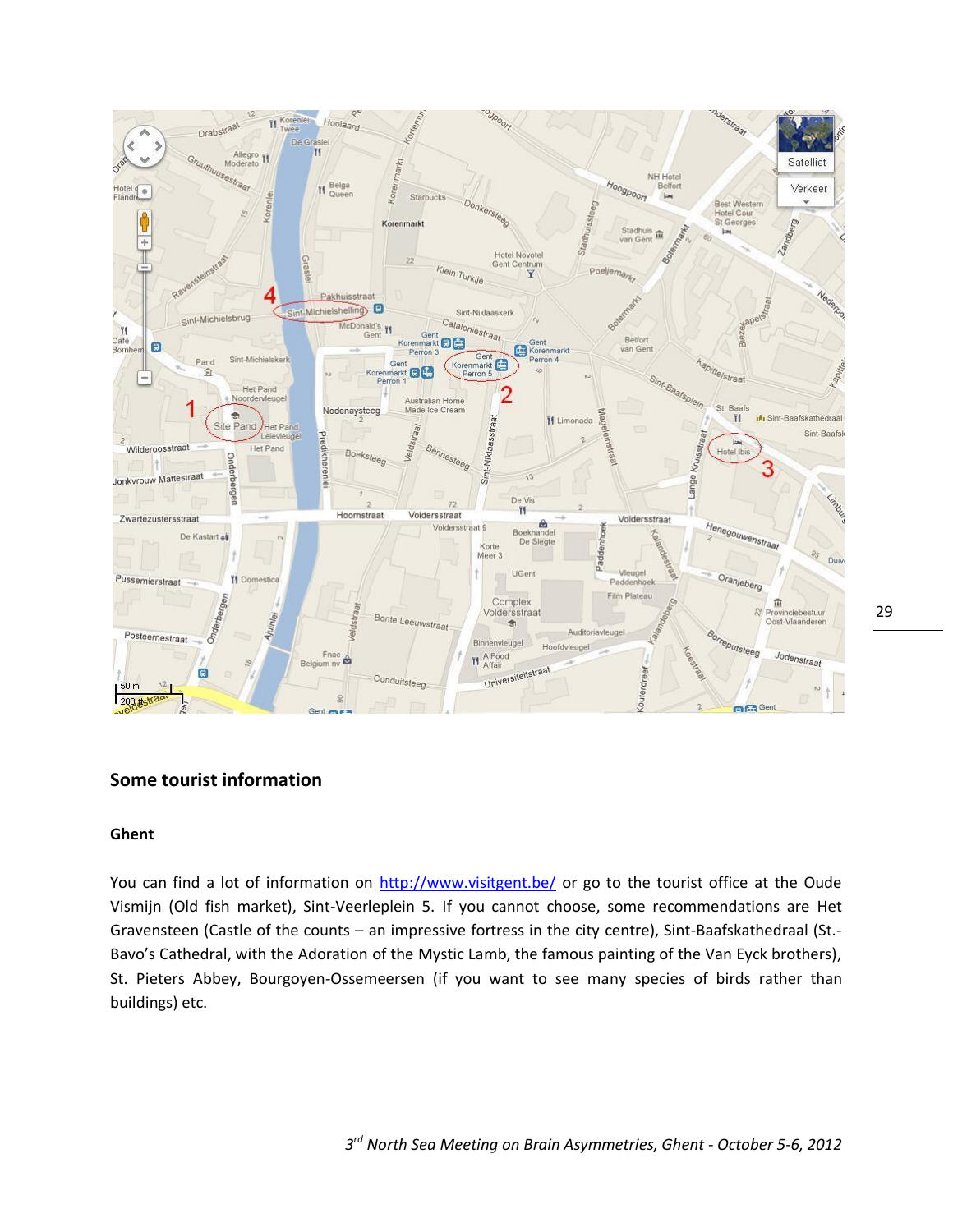## Some tourist information

### Ghent

You can find a lot of information on http://www.visitgent.be/ or go to the tourist office at the Oude Vismijn (Old fish market), Sint-Veerleplein 5. If you cannot choose, some recommendations are Het Gravensteen (Castle of the counts – an impressive fortress in the city centre), Sint-Baafskathedraal (St.-Bavo's Cathedral, with the Adoration of the Mystic Lamb, the famous painting of the Van Eyck brothers), St. Pieters Abbey, Bourgoyen-Ossemeersen (if you want to see many species of birds rather than buildings) etc.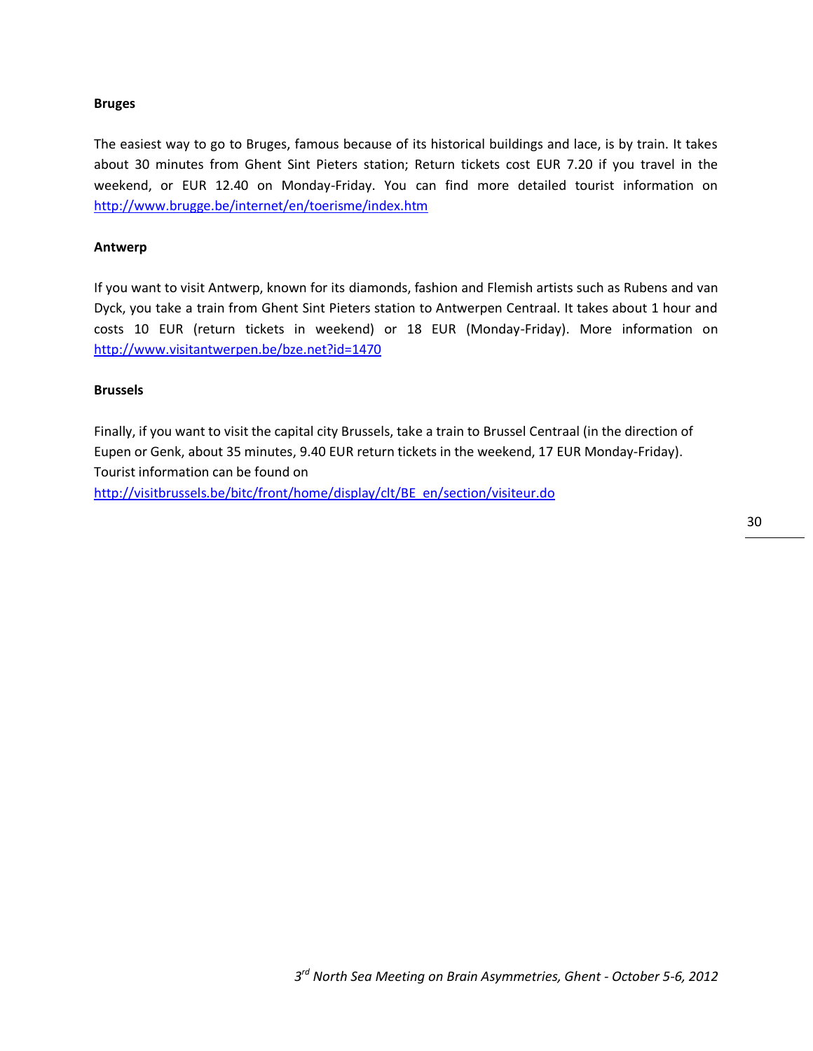**Bruges**

The easiest way to go to Bruges, famous because of its historical buildings and lace, is by train. It takes about 30 minutes from Ghent Sint Pieters station; Return tickets cost EUR 7.20 if you travel in the weekend, or EUR 12.40 on Monday-Friday. You can find more detailed tourist information on http://www.brugge.be/internet/en/toerisme/index.htm

**Antwerp**

If you want to visit Antwerp, known for its diamonds, fashion and Flemish artists such as Rubens and van Dyck, you take a train from Ghent Sint Pieters station to Antwerpen Centraal. It takes about 1 hour and costs 10 EUR (return tickets in weekend) or 18 EUR (Monday-Friday). More information on http://www.visitantwerpen.be/bze.net?id=1470

**Brussels**

Finally, if you want to visit the capital city Brussels, take a train to Brussel Centraal (in the direction of Eupen or Genk, about 35 minutes, 9.40 EUR return tickets in the weekend, 17 EUR Monday-Friday). Tourist information can be found on http://visitbrussels.be/bitc/front/home/display/clt/BE_en/section/visiteur.do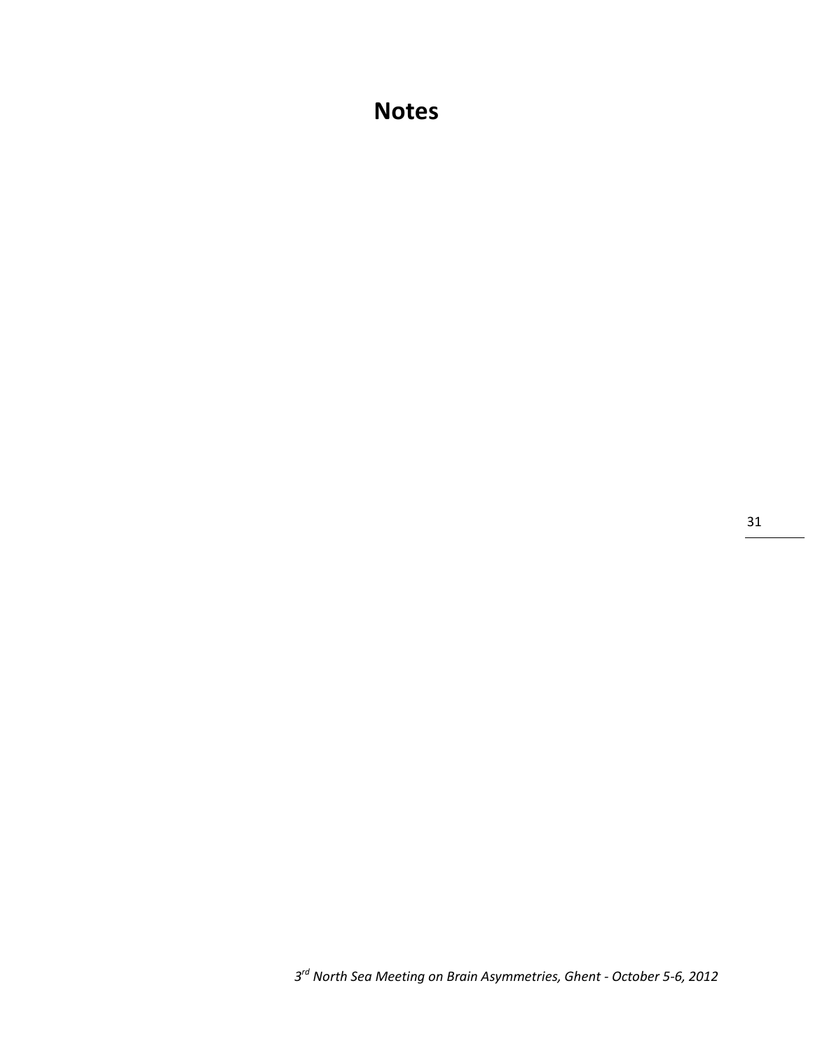# Notes